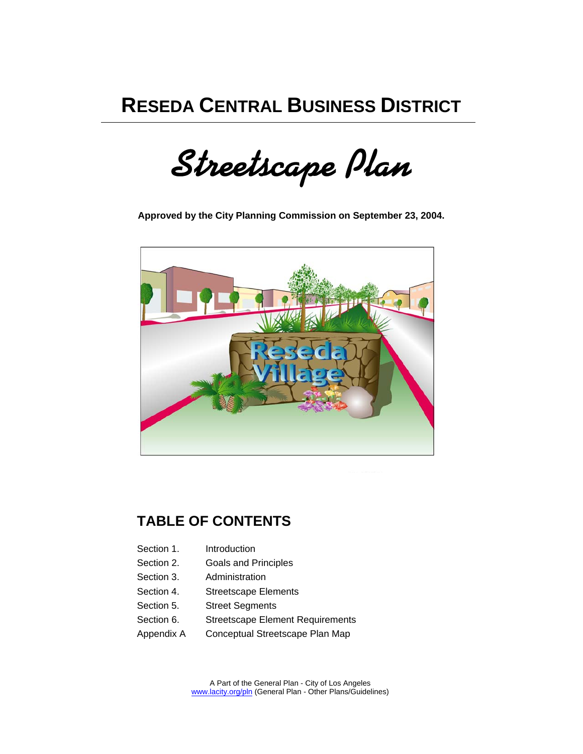# RESEDA CENTRAL BUSINESS DISTRICT

## *Streetscape Plan*

**Approved by the City Planning Commission on September 23, 2004.**

## TABLE OF CONTENTS

| | |
|---|---|
| Section 1. | Introduction |
| Section 2. | Goals and Principles |
| Section 3. | Administration |
| Section 4. | Streetscape Elements |
| Section 5. | Street Segments |
| Section 6. | Streetscape Element Requirements |
| Appendix A | Conceptual Streetscape Plan Map |

A Part of the General Plan - City of Los Angeles
www.lacity.org/pln (General Plan - Other Plans/Guidelines)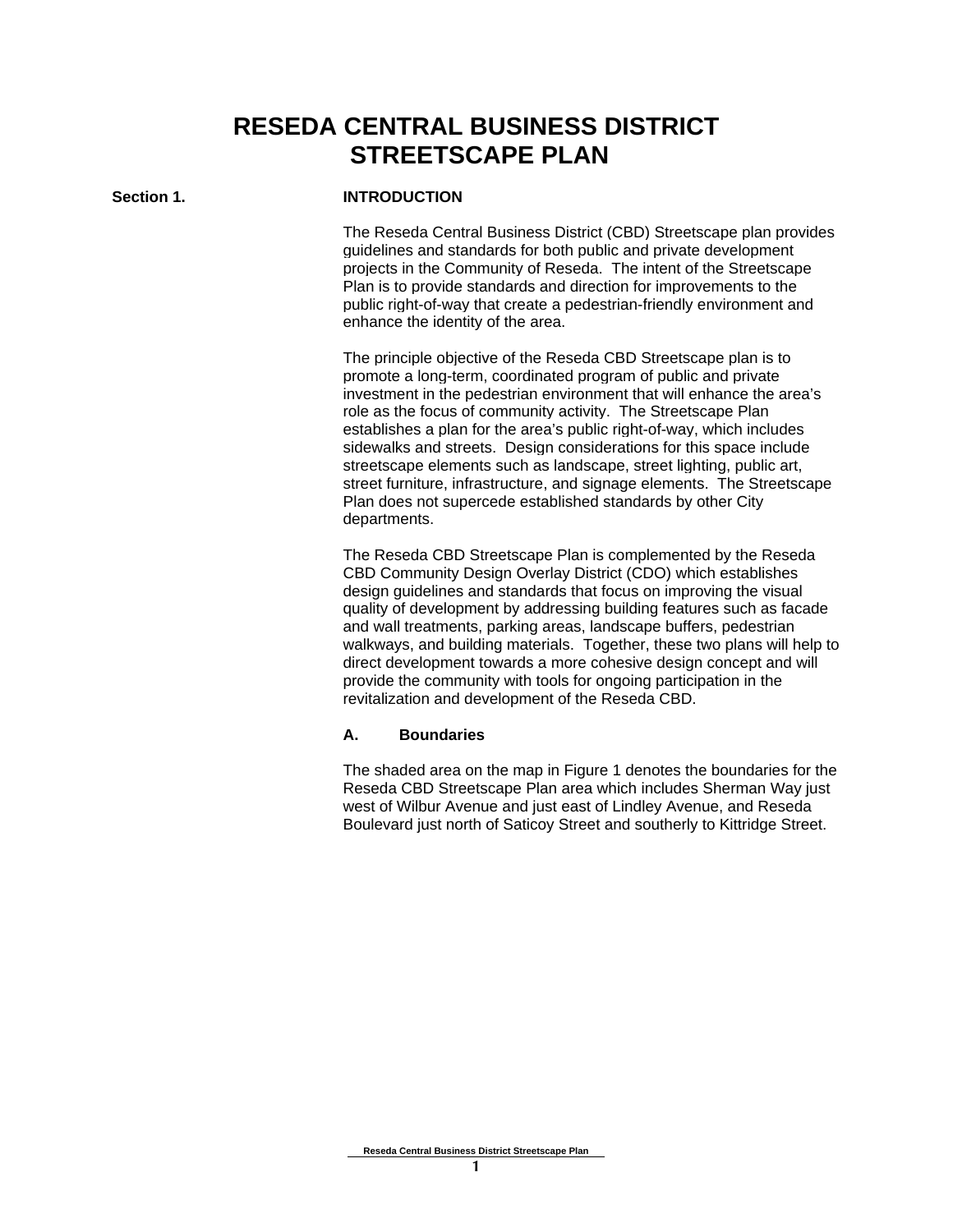# RESEDA CENTRAL BUSINESS DISTRICT STREETSCAPE PLAN

## Section 1. INTRODUCTION

The Reseda Central Business District (CBD) Streetscape plan provides guidelines and standards for both public and private development projects in the Community of Reseda. The intent of the Streetscape Plan is to provide standards and direction for improvements to the public right-of-way that create a pedestrian-friendly environment and enhance the identity of the area.

The principle objective of the Reseda CBD Streetscape plan is to promote a long-term, coordinated program of public and private investment in the pedestrian environment that will enhance the area's role as the focus of community activity. The Streetscape Plan establishes a plan for the area's public right-of-way, which includes sidewalks and streets. Design considerations for this space include streetscape elements such as landscape, street lighting, public art, street furniture, infrastructure, and signage elements. The Streetscape Plan does not supercede established standards by other City departments.

The Reseda CBD Streetscape Plan is complemented by the Reseda CBD Community Design Overlay District (CDO) which establishes design guidelines and standards that focus on improving the visual quality of development by addressing building features such as facade and wall treatments, parking areas, landscape buffers, pedestrian walkways, and building materials. Together, these two plans will help to direct development towards a more cohesive design concept and will provide the community with tools for ongoing participation in the revitalization and development of the Reseda CBD.

### A. Boundaries

The shaded area on the map in Figure 1 denotes the boundaries for the Reseda CBD Streetscape Plan area which includes Sherman Way just west of Wilbur Avenue and just east of Lindley Avenue, and Reseda Boulevard just north of Saticoy Street and southerly to Kittridge Street.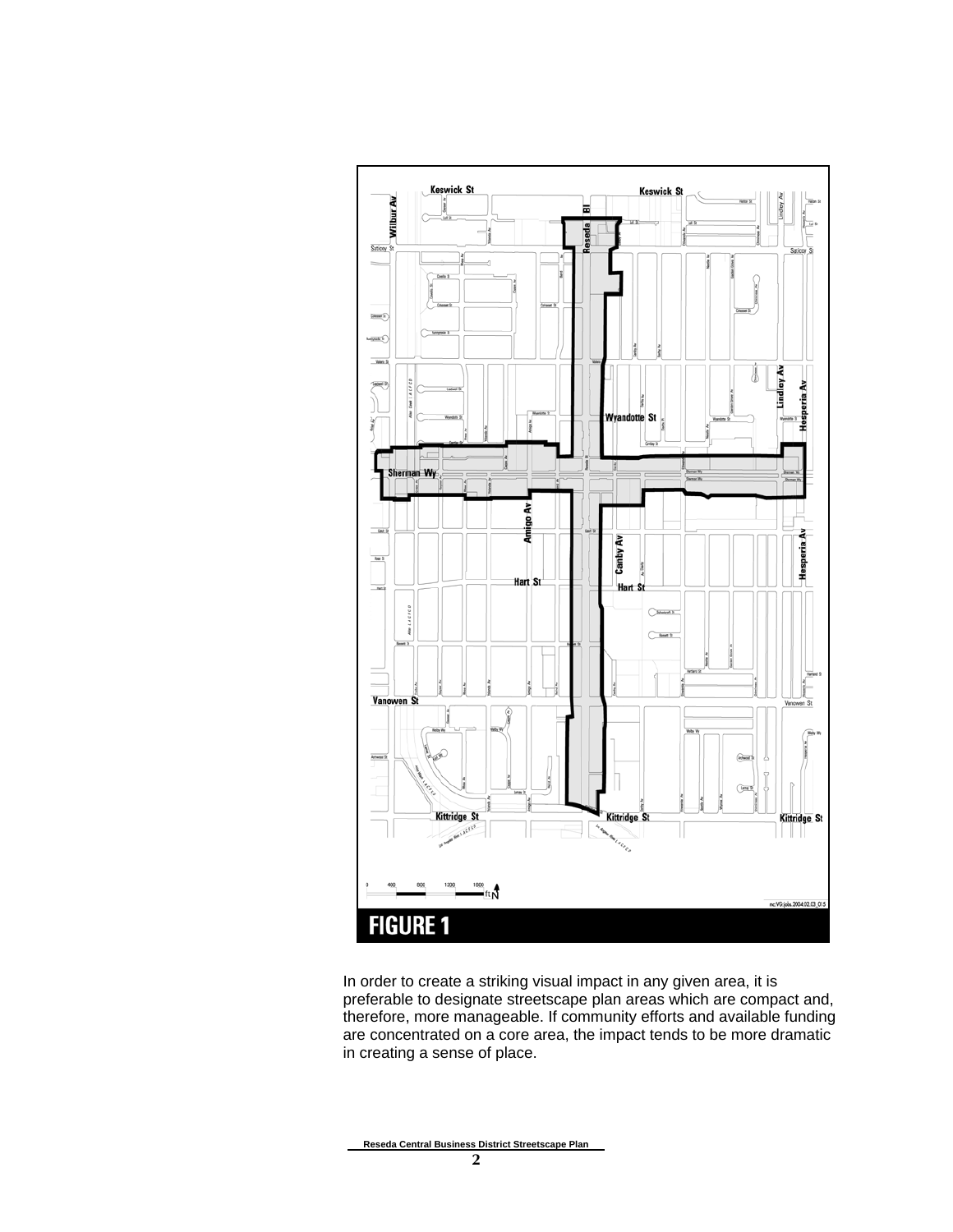FIGURE 1

In order to create a striking visual impact in any given area, it is preferable to designate streetscape plan areas which are compact and, therefore, more manageable. If community efforts and available funding are concentrated on a core area, the impact tends to be more dramatic in creating a sense of place.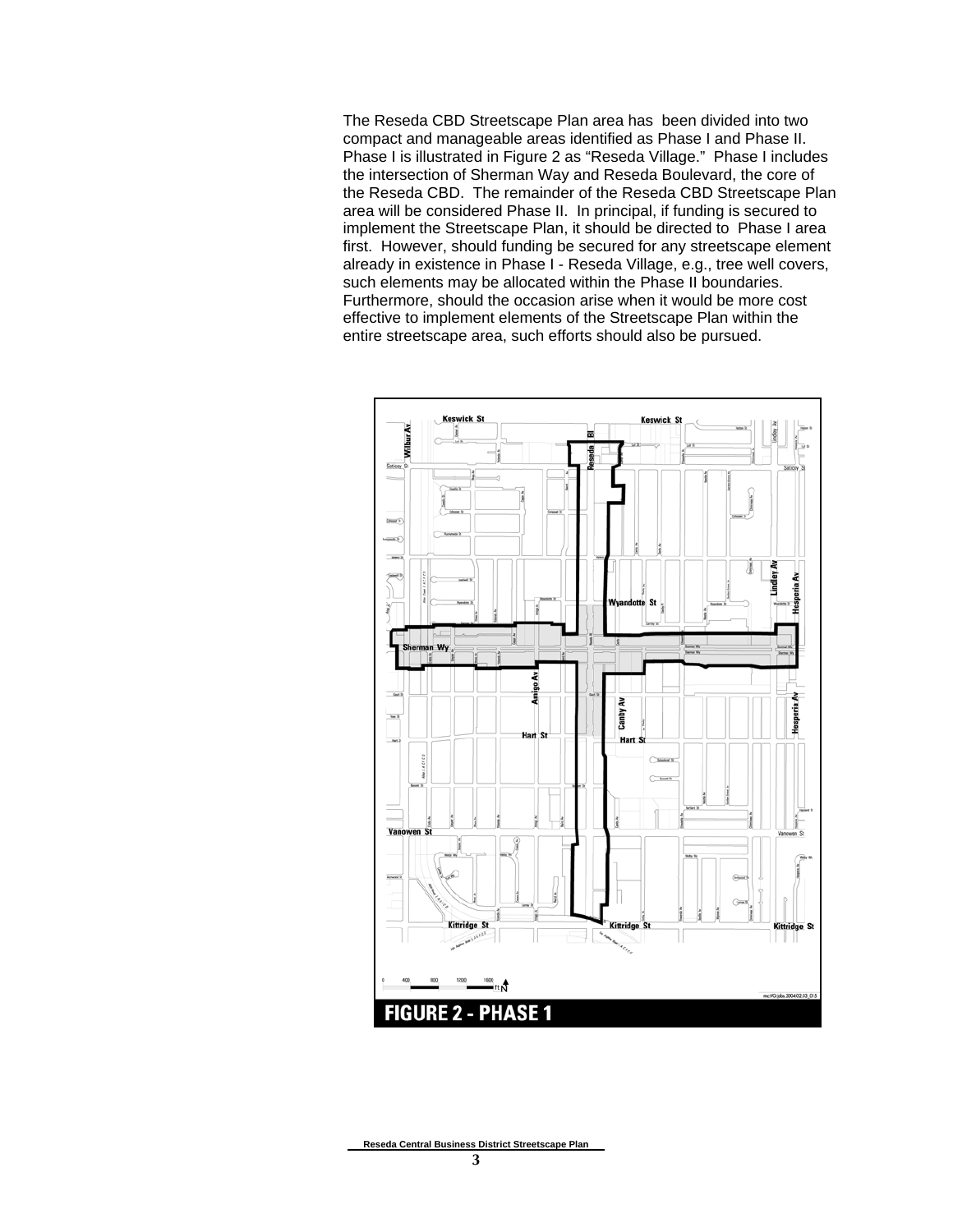The Reseda CBD Streetscape Plan area has been divided into two compact and manageable areas identified as Phase I and Phase II. Phase I is illustrated in Figure 2 as "Reseda Village." Phase I includes the intersection of Sherman Way and Reseda Boulevard, the core of the Reseda CBD. The remainder of the Reseda CBD Streetscape Plan area will be considered Phase II. In principal, if funding is secured to implement the Streetscape Plan, it should be directed to Phase I area first. However, should funding be secured for any streetscape element already in existence in Phase I - Reseda Village, e.g., tree well covers, such elements may be allocated within the Phase II boundaries. Furthermore, should the occasion arise when it would be more cost effective to implement elements of the Streetscape Plan within the entire streetscape area, such efforts should also be pursued.

**FIGURE 2 - PHASE 1**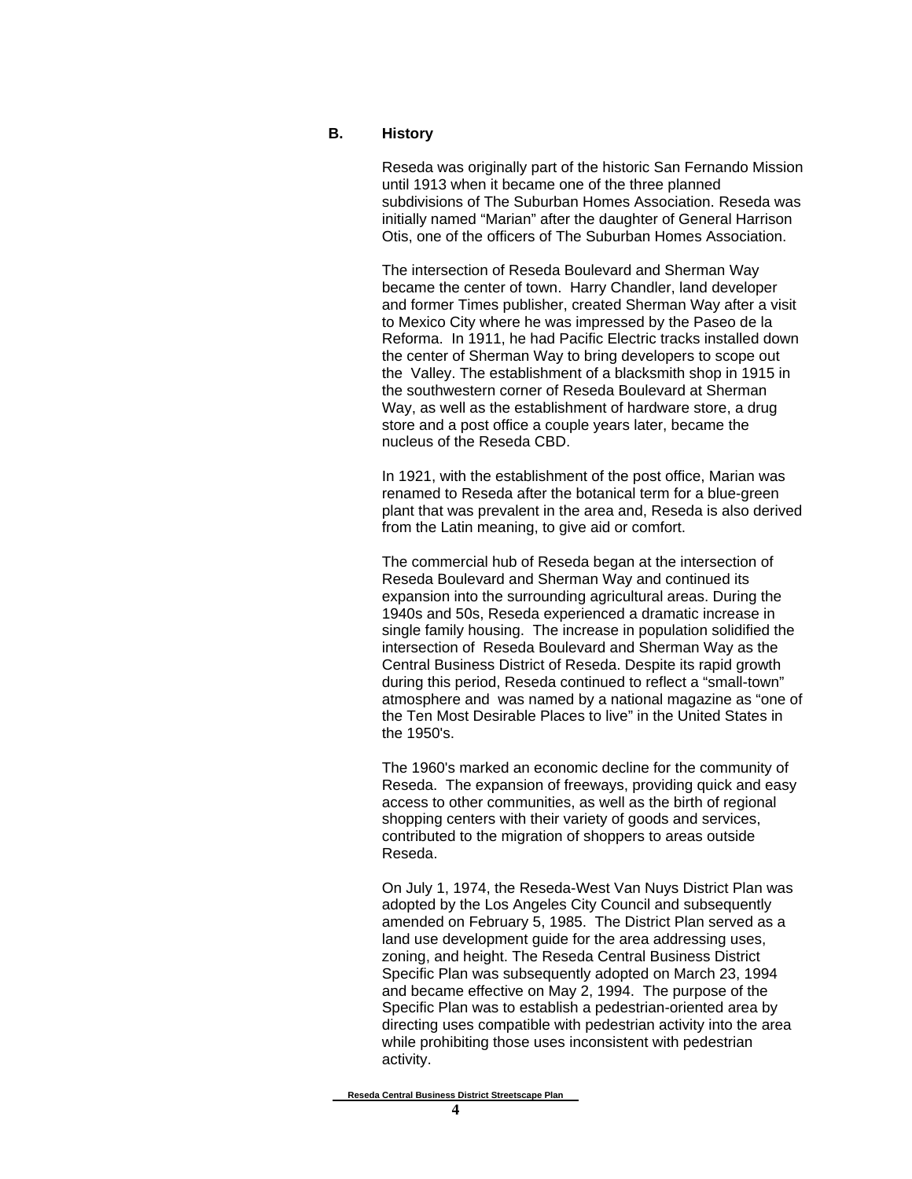## B. History

Reseda was originally part of the historic San Fernando Mission until 1913 when it became one of the three planned subdivisions of The Suburban Homes Association. Reseda was initially named "Marian" after the daughter of General Harrison Otis, one of the officers of The Suburban Homes Association.

The intersection of Reseda Boulevard and Sherman Way became the center of town. Harry Chandler, land developer and former Times publisher, created Sherman Way after a visit to Mexico City where he was impressed by the Paseo de la Reforma. In 1911, he had Pacific Electric tracks installed down the center of Sherman Way to bring developers to scope out the Valley. The establishment of a blacksmith shop in 1915 in the southwestern corner of Reseda Boulevard at Sherman Way, as well as the establishment of hardware store, a drug store and a post office a couple years later, became the nucleus of the Reseda CBD.

In 1921, with the establishment of the post office, Marian was renamed to Reseda after the botanical term for a blue-green plant that was prevalent in the area and, Reseda is also derived from the Latin meaning, to give aid or comfort.

The commercial hub of Reseda began at the intersection of Reseda Boulevard and Sherman Way and continued its expansion into the surrounding agricultural areas. During the 1940s and 50s, Reseda experienced a dramatic increase in single family housing. The increase in population solidified the intersection of Reseda Boulevard and Sherman Way as the Central Business District of Reseda. Despite its rapid growth during this period, Reseda continued to reflect a "small-town" atmosphere and was named by a national magazine as "one of the Ten Most Desirable Places to live" in the United States in the 1950's.

The 1960's marked an economic decline for the community of Reseda. The expansion of freeways, providing quick and easy access to other communities, as well as the birth of regional shopping centers with their variety of goods and services, contributed to the migration of shoppers to areas outside Reseda.

On July 1, 1974, the Reseda-West Van Nuys District Plan was adopted by the Los Angeles City Council and subsequently amended on February 5, 1985. The District Plan served as a land use development guide for the area addressing uses, zoning, and height. The Reseda Central Business District Specific Plan was subsequently adopted on March 23, 1994 and became effective on May 2, 1994. The purpose of the Specific Plan was to establish a pedestrian-oriented area by directing uses compatible with pedestrian activity into the area while prohibiting those uses inconsistent with pedestrian activity.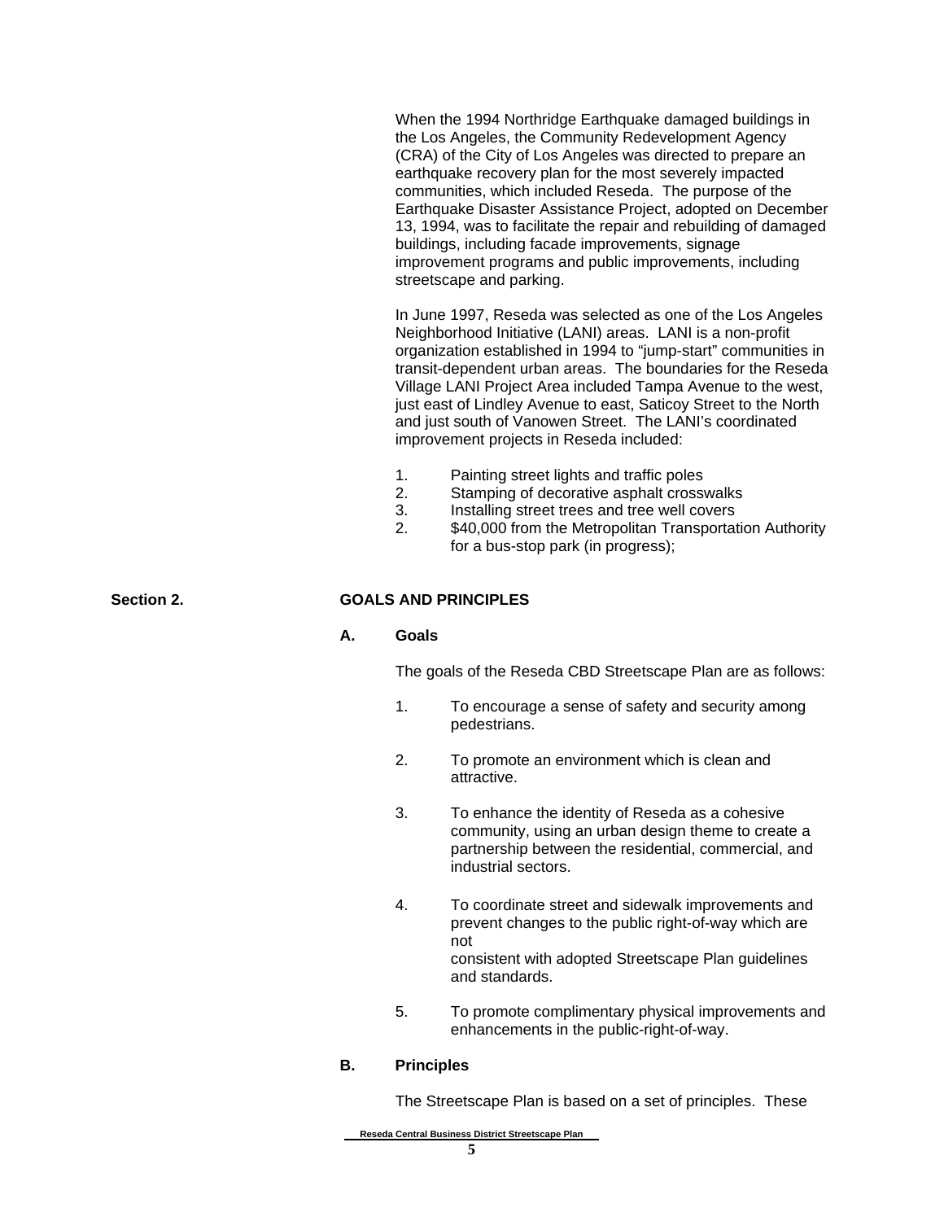When the 1994 Northridge Earthquake damaged buildings in the Los Angeles, the Community Redevelopment Agency (CRA) of the City of Los Angeles was directed to prepare an earthquake recovery plan for the most severely impacted communities, which included Reseda. The purpose of the Earthquake Disaster Assistance Project, adopted on December 13, 1994, was to facilitate the repair and rebuilding of damaged buildings, including facade improvements, signage improvement programs and public improvements, including streetscape and parking.

In June 1997, Reseda was selected as one of the Los Angeles Neighborhood Initiative (LANI) areas. LANI is a non-profit organization established in 1994 to "jump-start" communities in transit-dependent urban areas. The boundaries for the Reseda Village LANI Project Area included Tampa Avenue to the west, just east of Lindley Avenue to east, Saticoy Street to the North and just south of Vanowen Street. The LANI's coordinated improvement projects in Reseda included:

1. Painting street lights and traffic poles
2. Stamping of decorative asphalt crosswalks
3. Installing street trees and tree well covers
2. $40,000 from the Metropolitan Transportation Authority for a bus-stop park (in progress);

## Section 2. GOALS AND PRINCIPLES

### A. Goals

The goals of the Reseda CBD Streetscape Plan are as follows:

1. To encourage a sense of safety and security among pedestrians.

2. To promote an environment which is clean and attractive.

3. To enhance the identity of Reseda as a cohesive community, using an urban design theme to create a partnership between the residential, commercial, and industrial sectors.

4. To coordinate street and sidewalk improvements and prevent changes to the public right-of-way which are not consistent with adopted Streetscape Plan guidelines and standards.

5. To promote complimentary physical improvements and enhancements in the public-right-of-way.

### B. Principles

The Streetscape Plan is based on a set of principles. These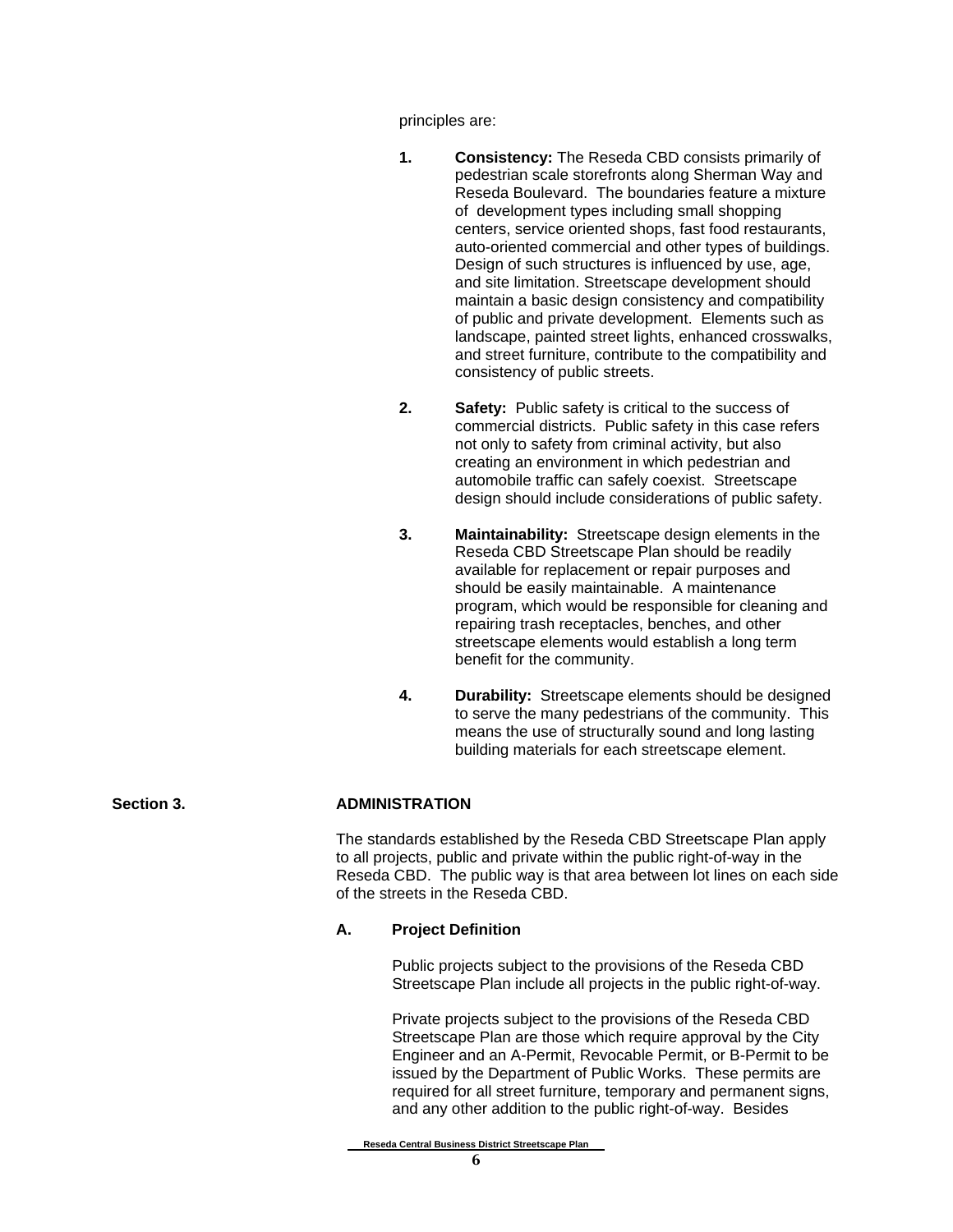principles are:

1. **Consistency:** The Reseda CBD consists primarily of pedestrian scale storefronts along Sherman Way and Reseda Boulevard. The boundaries feature a mixture of development types including small shopping centers, service oriented shops, fast food restaurants, auto-oriented commercial and other types of buildings. Design of such structures is influenced by use, age, and site limitation. Streetscape development should maintain a basic design consistency and compatibility of public and private development. Elements such as landscape, painted street lights, enhanced crosswalks, and street furniture, contribute to the compatibility and consistency of public streets.

2. **Safety:** Public safety is critical to the success of commercial districts. Public safety in this case refers not only to safety from criminal activity, but also creating an environment in which pedestrian and automobile traffic can safely coexist. Streetscape design should include considerations of public safety.

3. **Maintainability:** Streetscape design elements in the Reseda CBD Streetscape Plan should be readily available for replacement or repair purposes and should be easily maintainable. A maintenance program, which would be responsible for cleaning and repairing trash receptacles, benches, and other streetscape elements would establish a long term benefit for the community.

4. **Durability:** Streetscape elements should be designed to serve the many pedestrians of the community. This means the use of structurally sound and long lasting building materials for each streetscape element.

## Section 3. ADMINISTRATION

The standards established by the Reseda CBD Streetscape Plan apply to all projects, public and private within the public right-of-way in the Reseda CBD. The public way is that area between lot lines on each side of the streets in the Reseda CBD.

### A. Project Definition

Public projects subject to the provisions of the Reseda CBD Streetscape Plan include all projects in the public right-of-way.

Private projects subject to the provisions of the Reseda CBD Streetscape Plan are those which require approval by the City Engineer and an A-Permit, Revocable Permit, or B-Permit to be issued by the Department of Public Works. These permits are required for all street furniture, temporary and permanent signs, and any other addition to the public right-of-way. Besides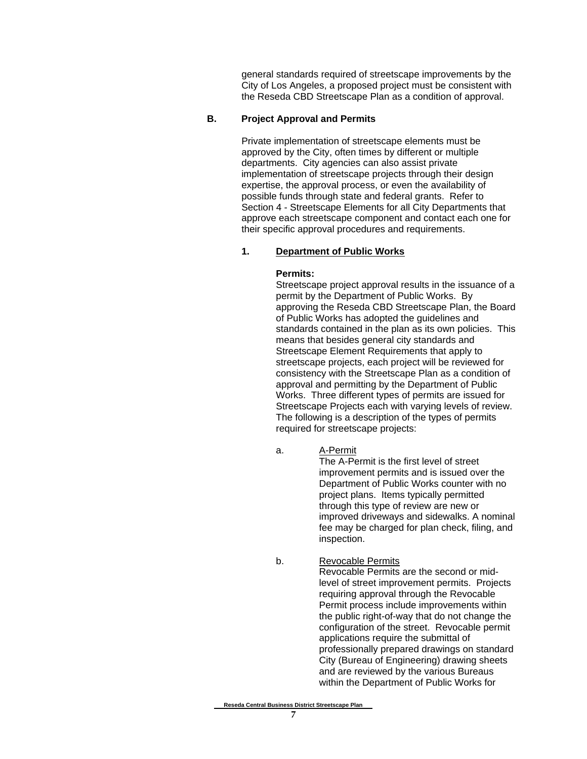general standards required of streetscape improvements by the City of Los Angeles, a proposed project must be consistent with the Reseda CBD Streetscape Plan as a condition of approval.

## B. Project Approval and Permits

Private implementation of streetscape elements must be approved by the City, often times by different or multiple departments. City agencies can also assist private implementation of streetscape projects through their design expertise, the approval process, or even the availability of possible funds through state and federal grants. Refer to Section 4 - Streetscape Elements for all City Departments that approve each streetscape component and contact each one for their specific approval procedures and requirements.

### 1. Department of Public Works

**Permits:**
Streetscape project approval results in the issuance of a permit by the Department of Public Works. By approving the Reseda CBD Streetscape Plan, the Board of Public Works has adopted the guidelines and standards contained in the plan as its own policies. This means that besides general city standards and Streetscape Element Requirements that apply to streetscape projects, each project will be reviewed for consistency with the Streetscape Plan as a condition of approval and permitting by the Department of Public Works. Three different types of permits are issued for Streetscape Projects each with varying levels of review. The following is a description of the types of permits required for streetscape projects:

a. A-Permit
The A-Permit is the first level of street improvement permits and is issued over the Department of Public Works counter with no project plans. Items typically permitted through this type of review are new or improved driveways and sidewalks. A nominal fee may be charged for plan check, filing, and inspection.

b. Revocable Permits
Revocable Permits are the second or mid-level of street improvement permits. Projects requiring approval through the Revocable Permit process include improvements within the public right-of-way that do not change the configuration of the street. Revocable permit applications require the submittal of professionally prepared drawings on standard City (Bureau of Engineering) drawing sheets and are reviewed by the various Bureaus within the Department of Public Works for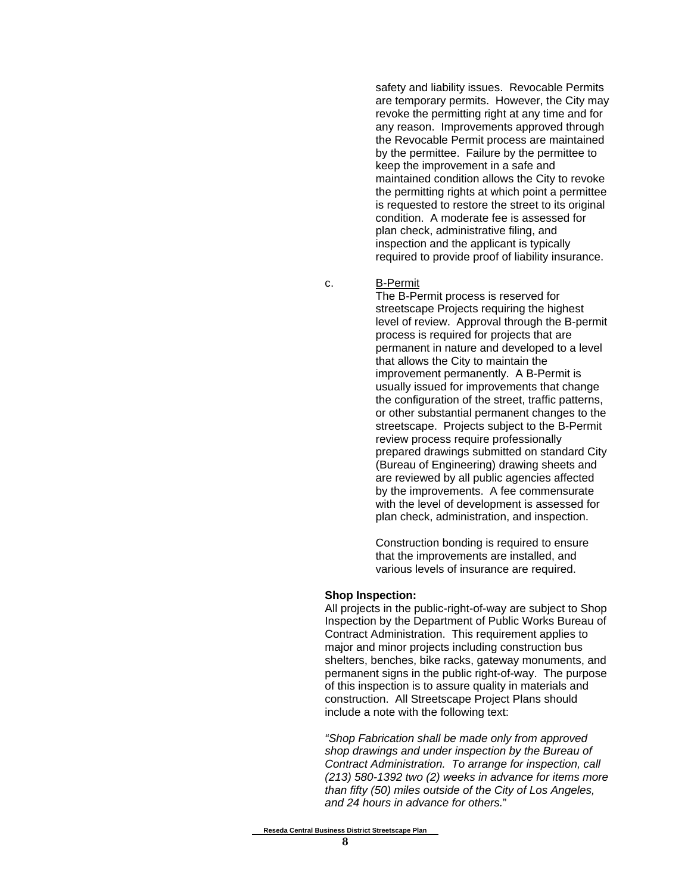safety and liability issues. Revocable Permits are temporary permits. However, the City may revoke the permitting right at any time and for any reason. Improvements approved through the Revocable Permit process are maintained by the permittee. Failure by the permittee to keep the improvement in a safe and maintained condition allows the City to revoke the permitting rights at which point a permittee is requested to restore the street to its original condition. A moderate fee is assessed for plan check, administrative filing, and inspection and the applicant is typically required to provide proof of liability insurance.

c. B-Permit

The B-Permit process is reserved for streetscape Projects requiring the highest level of review. Approval through the B-permit process is required for projects that are permanent in nature and developed to a level that allows the City to maintain the improvement permanently. A B-Permit is usually issued for improvements that change the configuration of the street, traffic patterns, or other substantial permanent changes to the streetscape. Projects subject to the B-Permit review process require professionally prepared drawings submitted on standard City (Bureau of Engineering) drawing sheets and are reviewed by all public agencies affected by the improvements. A fee commensurate with the level of development is assessed for plan check, administration, and inspection.

Construction bonding is required to ensure that the improvements are installed, and various levels of insurance are required.

**Shop Inspection:**

All projects in the public-right-of-way are subject to Shop Inspection by the Department of Public Works Bureau of Contract Administration. This requirement applies to major and minor projects including construction bus shelters, benches, bike racks, gateway monuments, and permanent signs in the public right-of-way. The purpose of this inspection is to assure quality in materials and construction. All Streetscape Project Plans should include a note with the following text:

*"Shop Fabrication shall be made only from approved shop drawings and under inspection by the Bureau of Contract Administration. To arrange for inspection, call (213) 580-1392 two (2) weeks in advance for items more than fifty (50) miles outside of the City of Los Angeles, and 24 hours in advance for others."*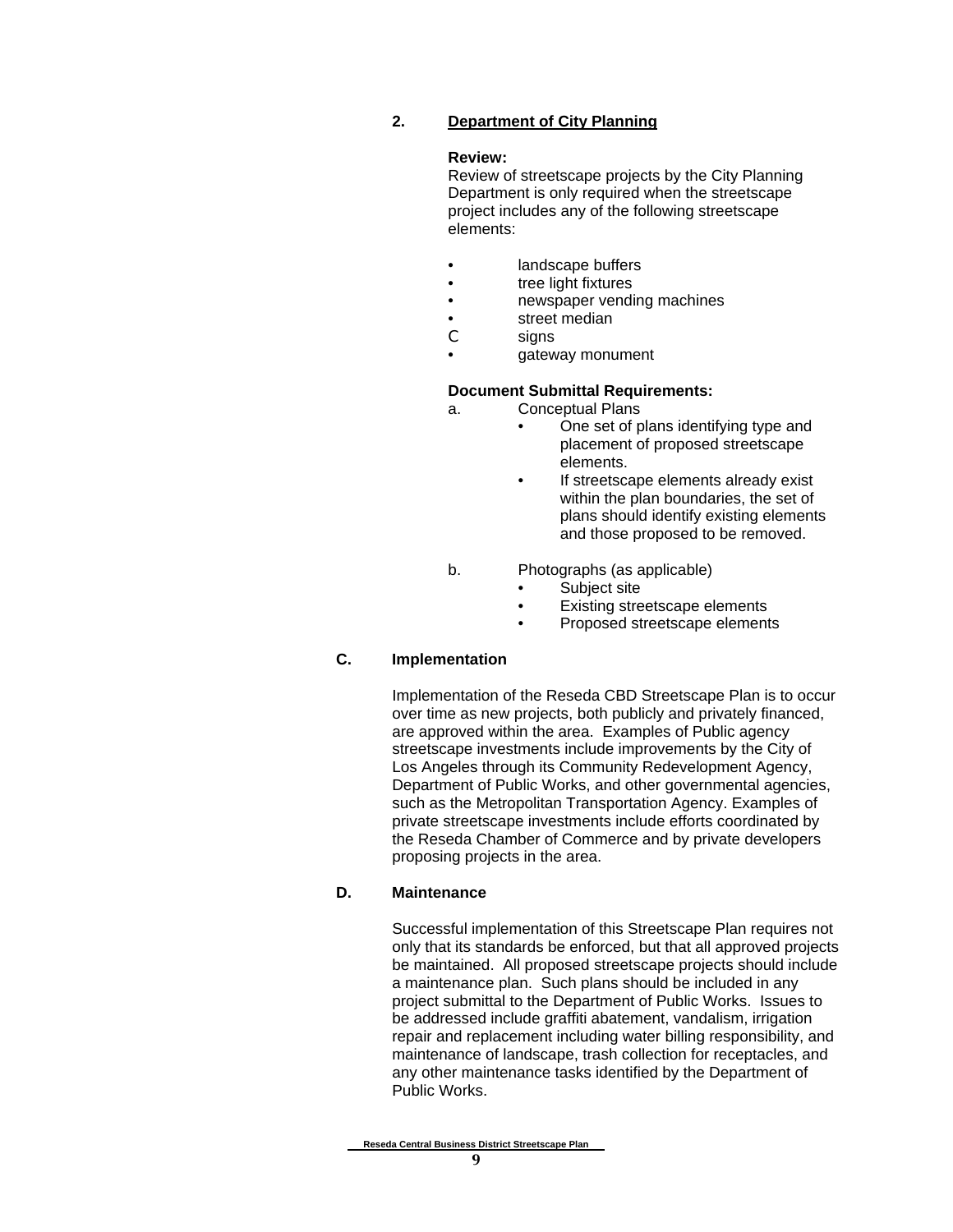### 2. Department of City Planning

**Review:**
Review of streetscape projects by the City Planning Department is only required when the streetscape project includes any of the following streetscape elements:

- landscape buffers
- tree light fixtures
- newspaper vending machines
- street median
- signs
- gateway monument

**Document Submittal Requirements:**

a. Conceptual Plans
   - One set of plans identifying type and placement of proposed streetscape elements.
   - If streetscape elements already exist within the plan boundaries, the set of plans should identify existing elements and those proposed to be removed.

b. Photographs (as applicable)
   - Subject site
   - Existing streetscape elements
   - Proposed streetscape elements

## C. Implementation

Implementation of the Reseda CBD Streetscape Plan is to occur over time as new projects, both publicly and privately financed, are approved within the area. Examples of Public agency streetscape investments include improvements by the City of Los Angeles through its Community Redevelopment Agency, Department of Public Works, and other governmental agencies, such as the Metropolitan Transportation Agency. Examples of private streetscape investments include efforts coordinated by the Reseda Chamber of Commerce and by private developers proposing projects in the area.

## D. Maintenance

Successful implementation of this Streetscape Plan requires not only that its standards be enforced, but that all approved projects be maintained. All proposed streetscape projects should include a maintenance plan. Such plans should be included in any project submittal to the Department of Public Works. Issues to be addressed include graffiti abatement, vandalism, irrigation repair and replacement including water billing responsibility, and maintenance of landscape, trash collection for receptacles, and any other maintenance tasks identified by the Department of Public Works.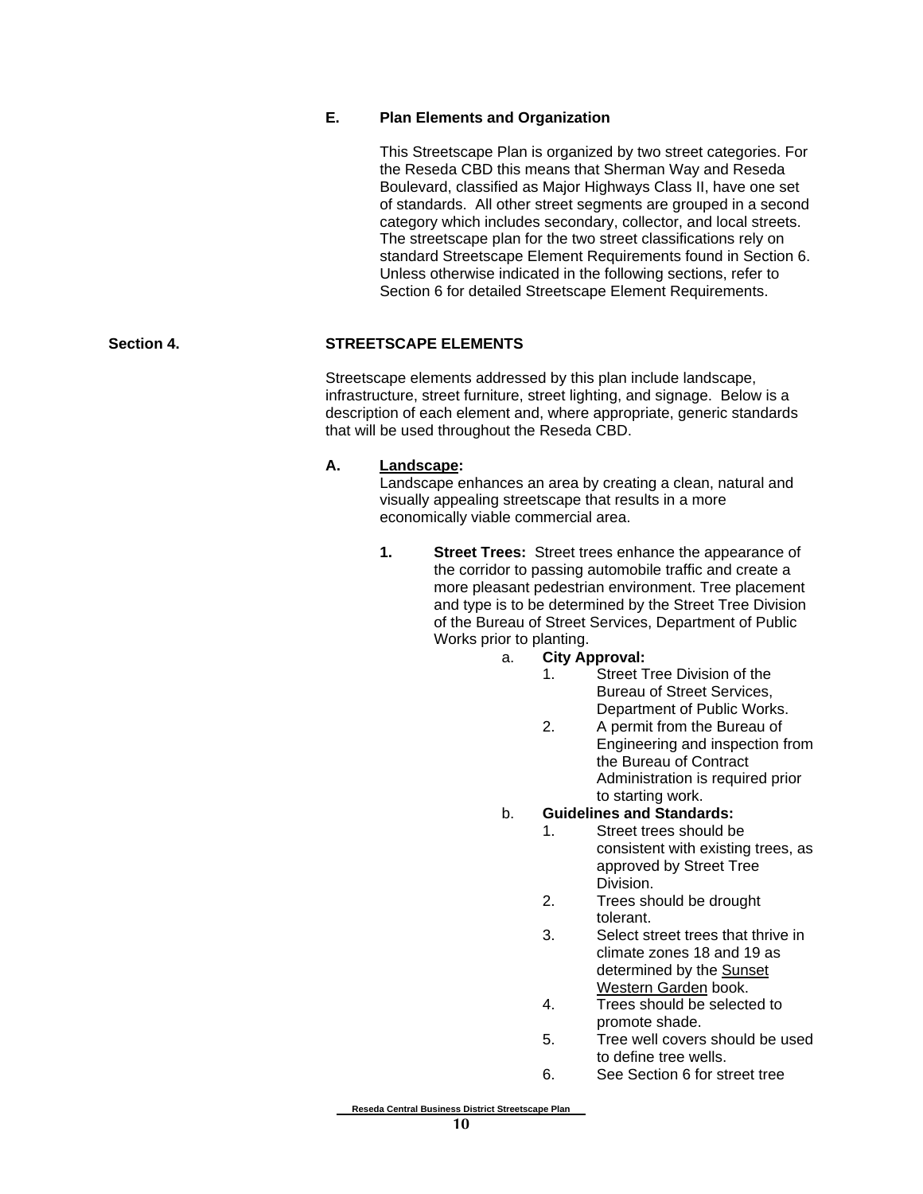### E. Plan Elements and Organization

This Streetscape Plan is organized by two street categories. For the Reseda CBD this means that Sherman Way and Reseda Boulevard, classified as Major Highways Class II, have one set of standards. All other street segments are grouped in a second category which includes secondary, collector, and local streets. The streetscape plan for the two street classifications rely on standard Streetscape Element Requirements found in Section 6. Unless otherwise indicated in the following sections, refer to Section 6 for detailed Streetscape Element Requirements.

## Section 4. STREETSCAPE ELEMENTS

Streetscape elements addressed by this plan include landscape, infrastructure, street furniture, street lighting, and signage. Below is a description of each element and, where appropriate, generic standards that will be used throughout the Reseda CBD.

### A. Landscape:

Landscape enhances an area by creating a clean, natural and visually appealing streetscape that results in a more economically viable commercial area.

1. **Street Trees:** Street trees enhance the appearance of the corridor to passing automobile traffic and create a more pleasant pedestrian environment. Tree placement and type is to be determined by the Street Tree Division of the Bureau of Street Services, Department of Public Works prior to planting.

   a. **City Approval:**
      1. Street Tree Division of the Bureau of Street Services, Department of Public Works.
      2. A permit from the Bureau of Engineering and inspection from the Bureau of Contract Administration is required prior to starting work.

   b. **Guidelines and Standards:**
      1. Street trees should be consistent with existing trees, as approved by Street Tree Division.
      2. Trees should be drought tolerant.
      3. Select street trees that thrive in climate zones 18 and 19 as determined by the Sunset Western Garden book.
      4. Trees should be selected to promote shade.
      5. Tree well covers should be used to define tree wells.
      6. See Section 6 for street tree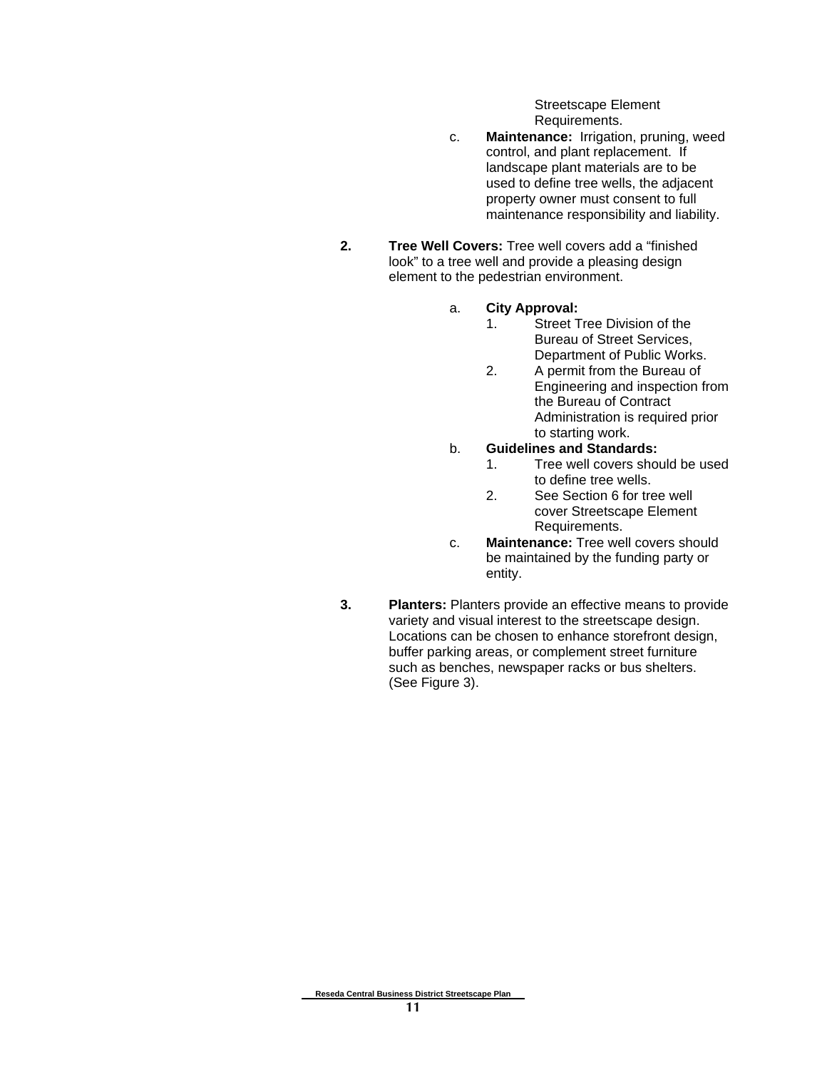Streetscape Element Requirements.

c. **Maintenance:** Irrigation, pruning, weed control, and plant replacement. If landscape plant materials are to be used to define tree wells, the adjacent property owner must consent to full maintenance responsibility and liability.

**2. Tree Well Covers:** Tree well covers add a "finished look" to a tree well and provide a pleasing design element to the pedestrian environment.

a. **City Approval:**
   1. Street Tree Division of the Bureau of Street Services, Department of Public Works.
   2. A permit from the Bureau of Engineering and inspection from the Bureau of Contract Administration is required prior to starting work.

b. **Guidelines and Standards:**
   1. Tree well covers should be used to define tree wells.
   2. See Section 6 for tree well cover Streetscape Element Requirements.

c. **Maintenance:** Tree well covers should be maintained by the funding party or entity.

**3. Planters:** Planters provide an effective means to provide variety and visual interest to the streetscape design. Locations can be chosen to enhance storefront design, buffer parking areas, or complement street furniture such as benches, newspaper racks or bus shelters. (See Figure 3).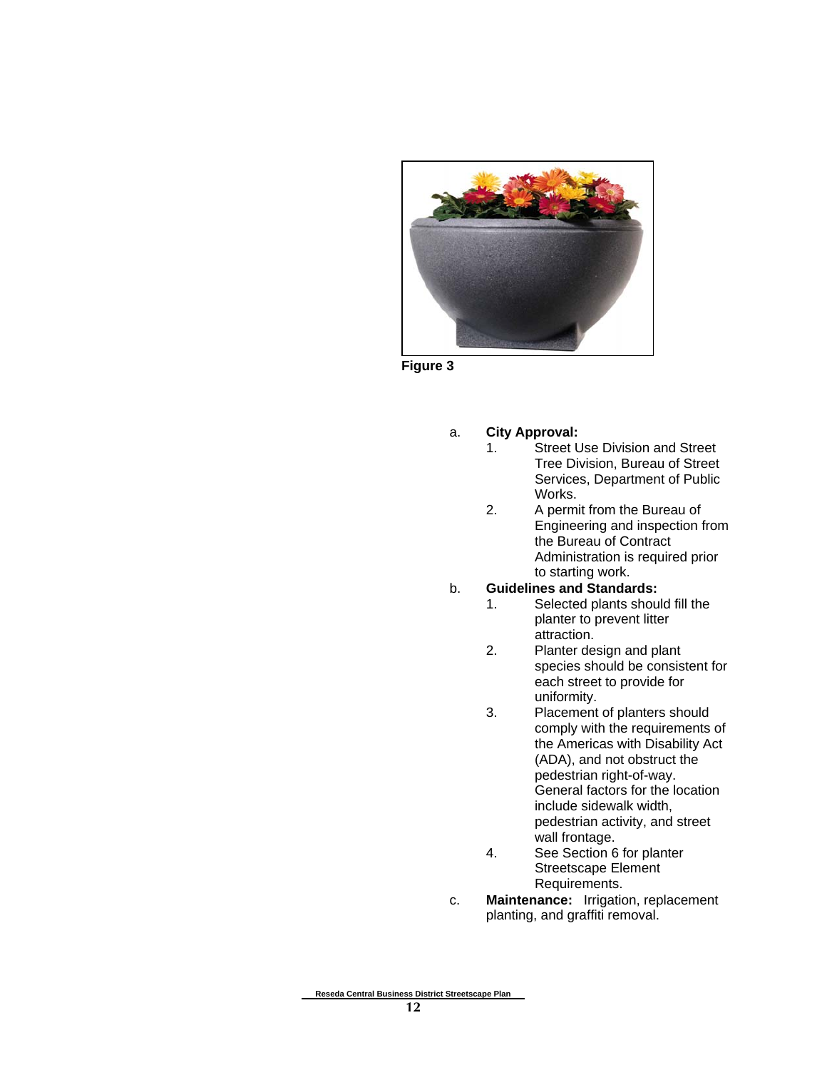Figure 3

a. **City Approval:**
   1. Street Use Division and Street Tree Division, Bureau of Street Services, Department of Public Works.
   2. A permit from the Bureau of Engineering and inspection from the Bureau of Contract Administration is required prior to starting work.

b. **Guidelines and Standards:**
   1. Selected plants should fill the planter to prevent litter attraction.
   2. Planter design and plant species should be consistent for each street to provide for uniformity.
   3. Placement of planters should comply with the requirements of the Americas with Disability Act (ADA), and not obstruct the pedestrian right-of-way. General factors for the location include sidewalk width, pedestrian activity, and street wall frontage.
   4. See Section 6 for planter Streetscape Element Requirements.

c. **Maintenance:** Irrigation, replacement planting, and graffiti removal.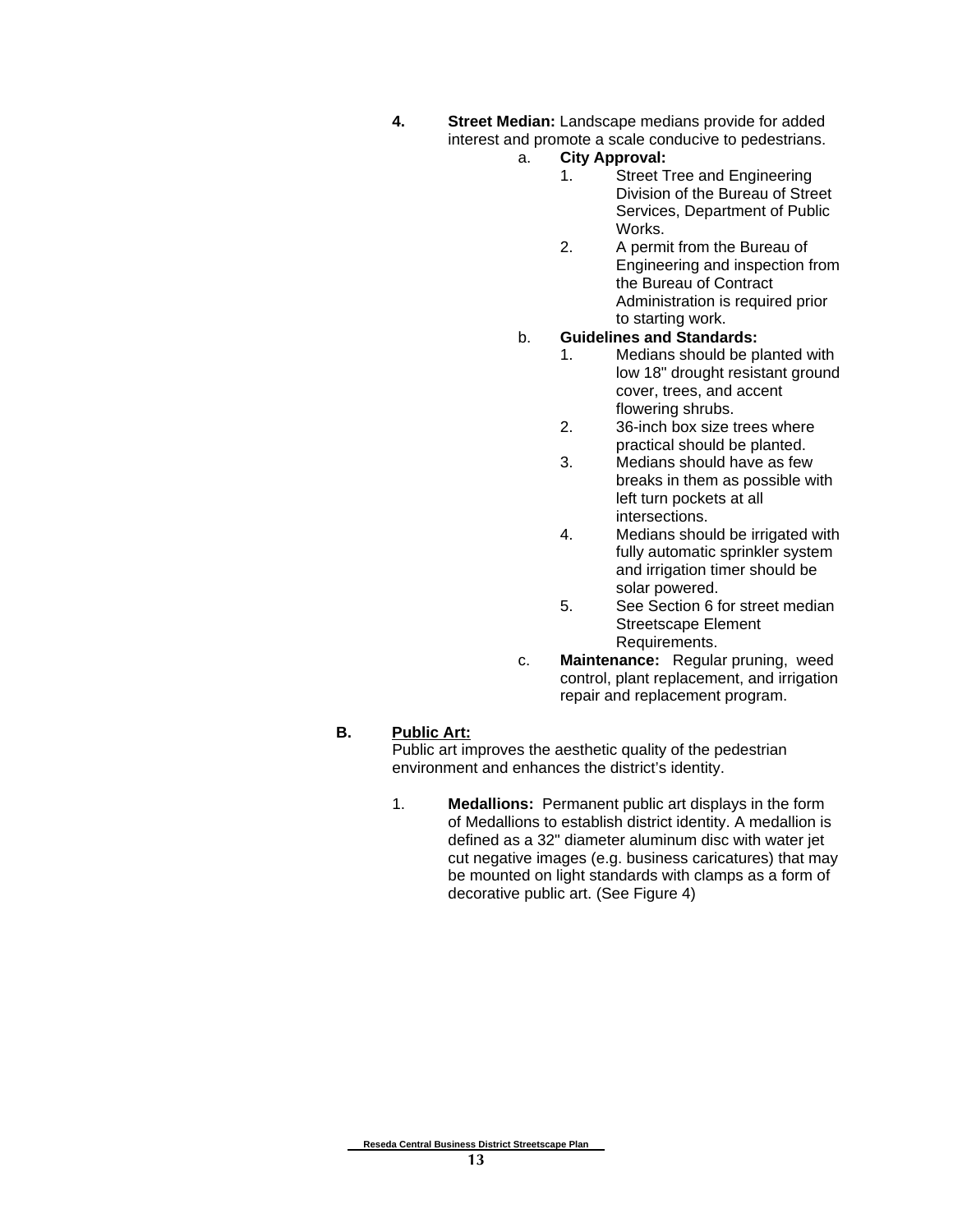**4. Street Median:** Landscape medians provide for added interest and promote a scale conducive to pedestrians.

a. **City Approval:**

1. Street Tree and Engineering Division of the Bureau of Street Services, Department of Public Works.
2. A permit from the Bureau of Engineering and inspection from the Bureau of Contract Administration is required prior to starting work.

b. **Guidelines and Standards:**

1. Medians should be planted with low 18" drought resistant ground cover, trees, and accent flowering shrubs.
2. 36-inch box size trees where practical should be planted.
3. Medians should have as few breaks in them as possible with left turn pockets at all intersections.
4. Medians should be irrigated with fully automatic sprinkler system and irrigation timer should be solar powered.
5. See Section 6 for street median Streetscape Element Requirements.

c. **Maintenance:** Regular pruning, weed control, plant replacement, and irrigation repair and replacement program.

**B. Public Art:**

Public art improves the aesthetic quality of the pedestrian environment and enhances the district's identity.

1. **Medallions:** Permanent public art displays in the form of Medallions to establish district identity. A medallion is defined as a 32" diameter aluminum disc with water jet cut negative images (e.g. business caricatures) that may be mounted on light standards with clamps as a form of decorative public art. (See Figure 4)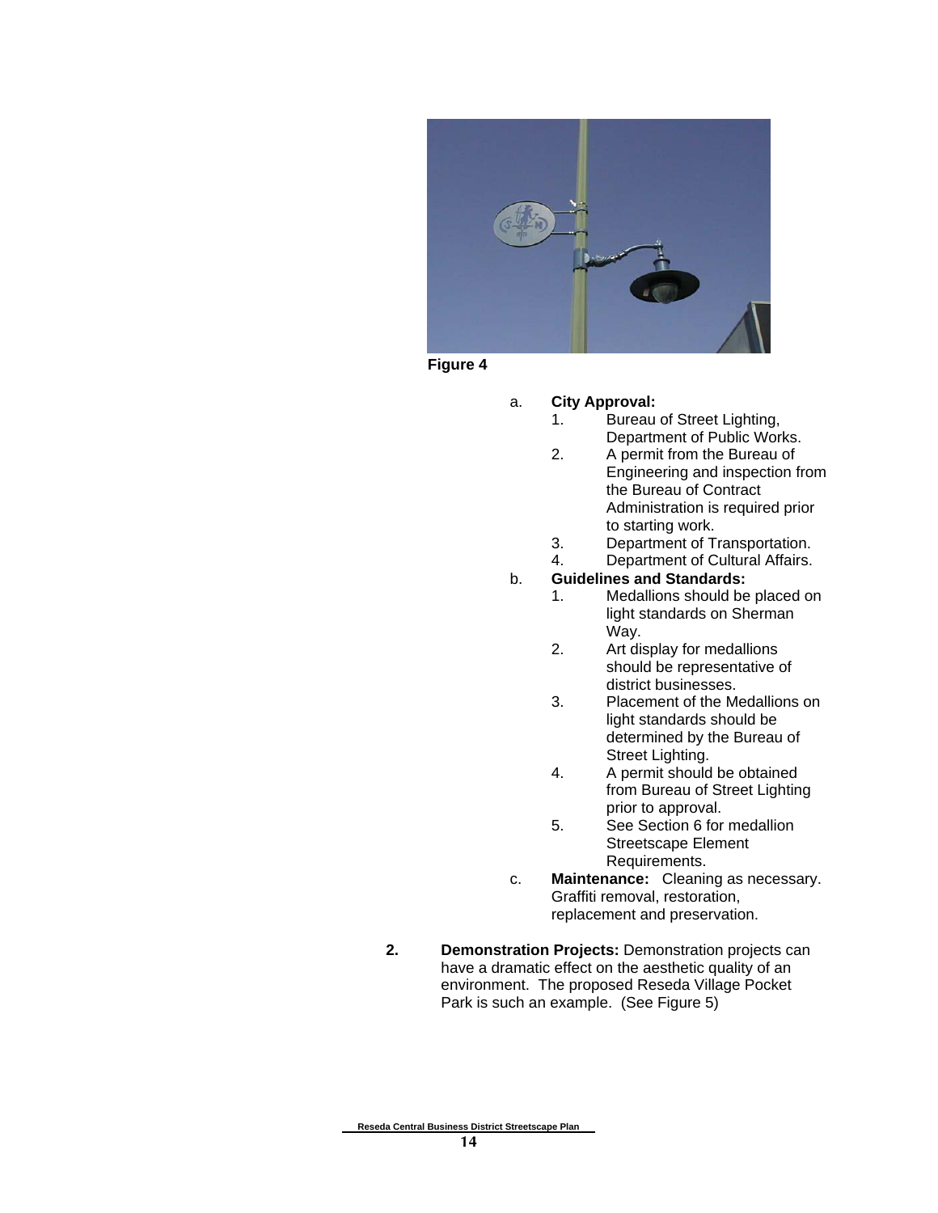Figure 4

a. **City Approval:**
   1. Bureau of Street Lighting, Department of Public Works.
   2. A permit from the Bureau of Engineering and inspection from the Bureau of Contract Administration is required prior to starting work.
   3. Department of Transportation.
   4. Department of Cultural Affairs.

b. **Guidelines and Standards:**
   1. Medallions should be placed on light standards on Sherman Way.
   2. Art display for medallions should be representative of district businesses.
   3. Placement of the Medallions on light standards should be determined by the Bureau of Street Lighting.
   4. A permit should be obtained from Bureau of Street Lighting prior to approval.
   5. See Section 6 for medallion Streetscape Element Requirements.

c. **Maintenance:** Cleaning as necessary. Graffiti removal, restoration, replacement and preservation.

2. **Demonstration Projects:** Demonstration projects can have a dramatic effect on the aesthetic quality of an environment. The proposed Reseda Village Pocket Park is such an example. (See Figure 5)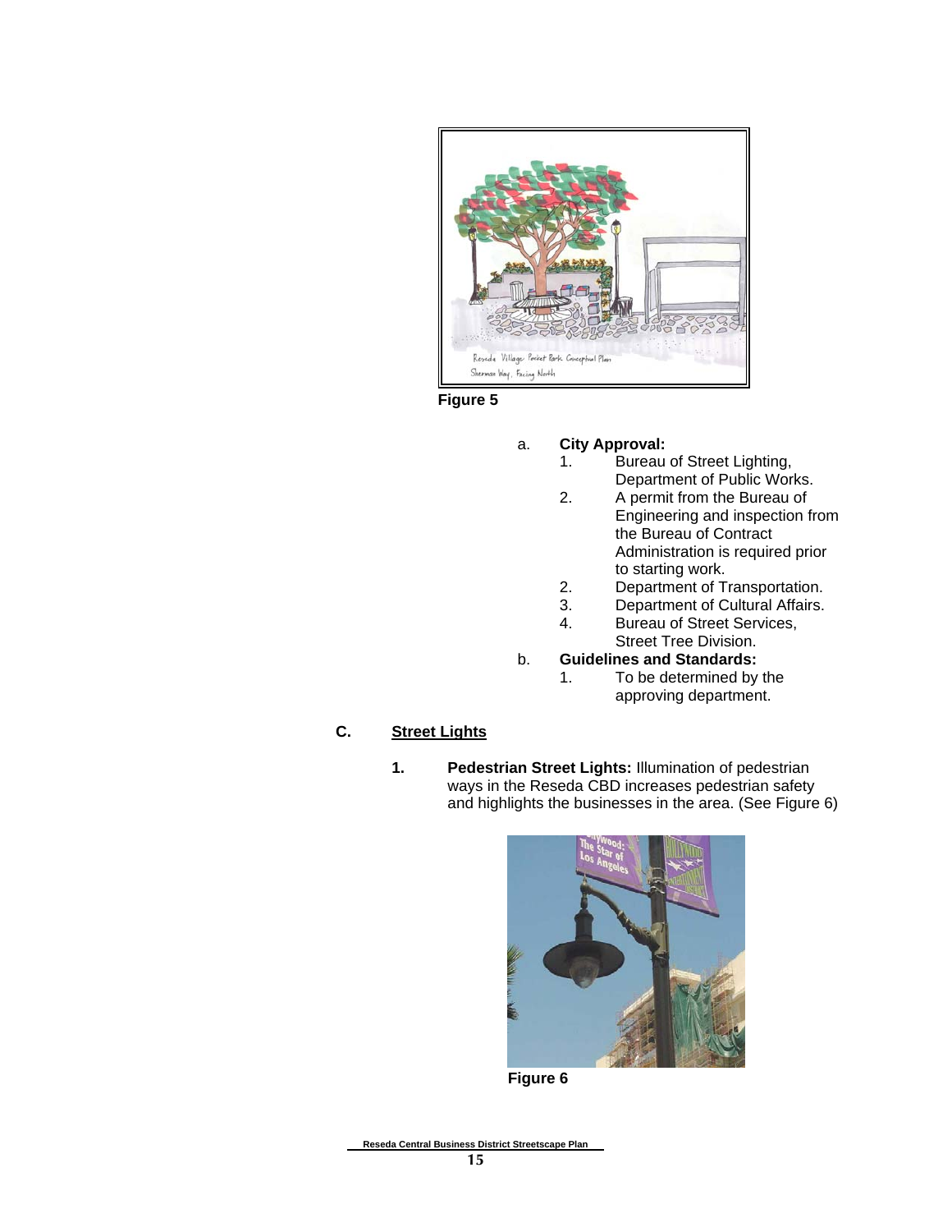Figure 5

a. **City Approval:**
   1. Bureau of Street Lighting, Department of Public Works.
   2. A permit from the Bureau of Engineering and inspection from the Bureau of Contract Administration is required prior to starting work.
   2. Department of Transportation.
   3. Department of Cultural Affairs.
   4. Bureau of Street Services, Street Tree Division.

b. **Guidelines and Standards:**
   1. To be determined by the approving department.

**C. Street Lights**

1. **Pedestrian Street Lights:** Illumination of pedestrian ways in the Reseda CBD increases pedestrian safety and highlights the businesses in the area. (See Figure 6)

Figure 6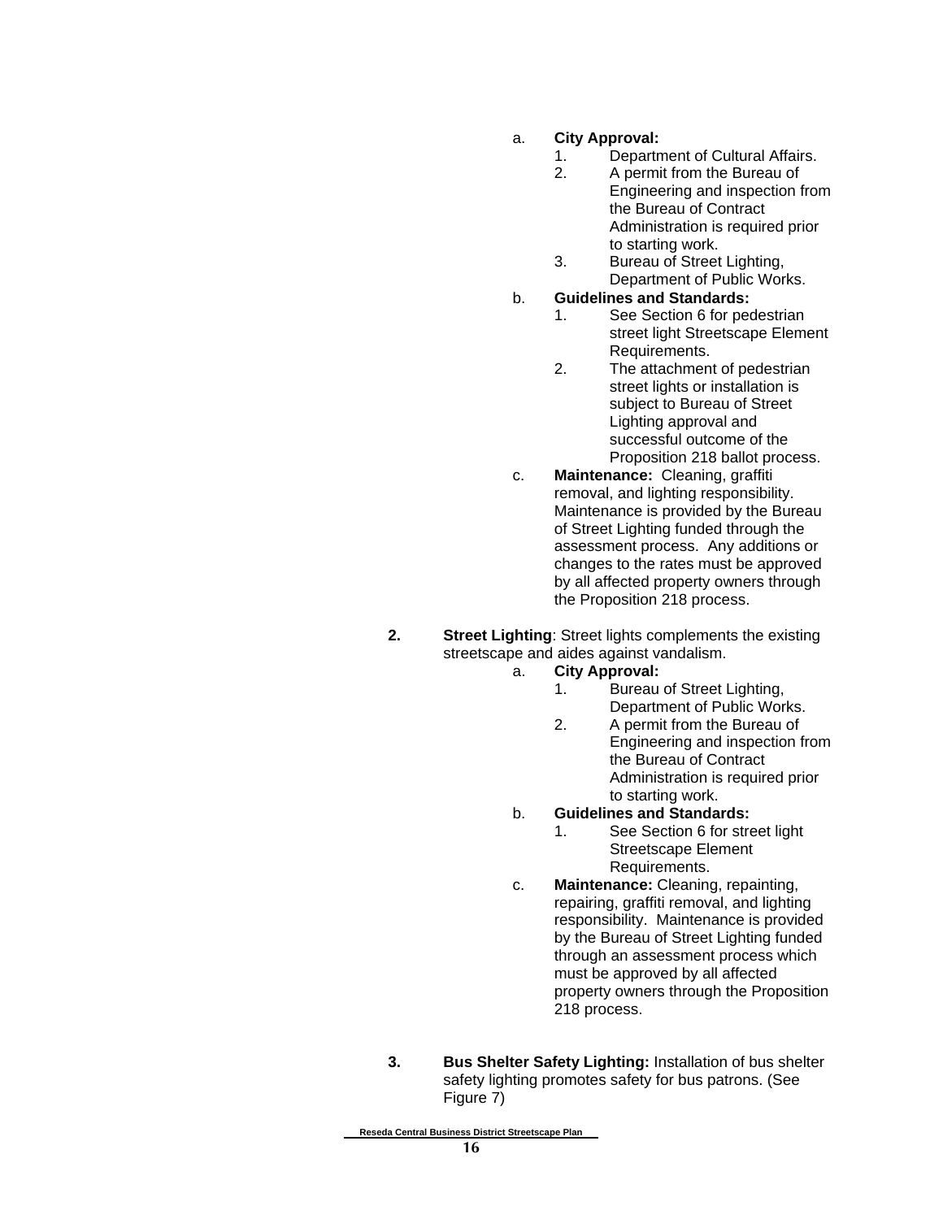a. **City Approval:**
   1. Department of Cultural Affairs.
   2. A permit from the Bureau of Engineering and inspection from the Bureau of Contract Administration is required prior to starting work.
   3. Bureau of Street Lighting, Department of Public Works.

b. **Guidelines and Standards:**
   1. See Section 6 for pedestrian street light Streetscape Element Requirements.
   2. The attachment of pedestrian street lights or installation is subject to Bureau of Street Lighting approval and successful outcome of the Proposition 218 ballot process.

c. **Maintenance:** Cleaning, graffiti removal, and lighting responsibility. Maintenance is provided by the Bureau of Street Lighting funded through the assessment process. Any additions or changes to the rates must be approved by all affected property owners through the Proposition 218 process.

**2.** **Street Lighting**: Street lights complements the existing streetscape and aides against vandalism.

a. **City Approval:**
   1. Bureau of Street Lighting, Department of Public Works.
   2. A permit from the Bureau of Engineering and inspection from the Bureau of Contract Administration is required prior to starting work.

b. **Guidelines and Standards:**
   1. See Section 6 for street light Streetscape Element Requirements.

c. **Maintenance:** Cleaning, repainting, repairing, graffiti removal, and lighting responsibility. Maintenance is provided by the Bureau of Street Lighting funded through an assessment process which must be approved by all affected property owners through the Proposition 218 process.

**3.** **Bus Shelter Safety Lighting:** Installation of bus shelter safety lighting promotes safety for bus patrons. (See Figure 7)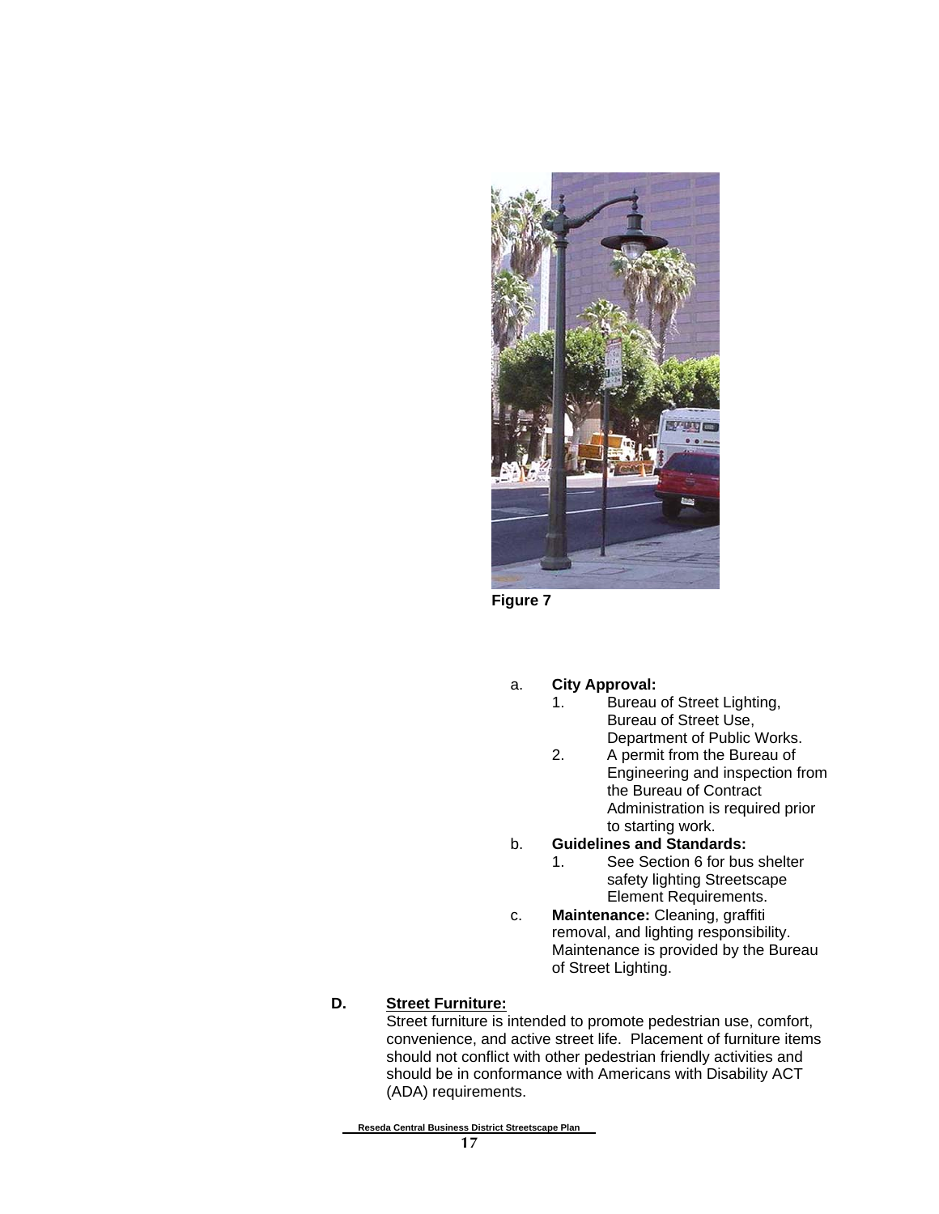**Figure 7**

a. **City Approval:**
   1. Bureau of Street Lighting, Bureau of Street Use, Department of Public Works.
   2. A permit from the Bureau of Engineering and inspection from the Bureau of Contract Administration is required prior to starting work.

b. **Guidelines and Standards:**
   1. See Section 6 for bus shelter safety lighting Streetscape Element Requirements.

c. **Maintenance:** Cleaning, graffiti removal, and lighting responsibility. Maintenance is provided by the Bureau of Street Lighting.

**D. <u>Street Furniture:</u>**

Street furniture is intended to promote pedestrian use, comfort, convenience, and active street life. Placement of furniture items should not conflict with other pedestrian friendly activities and should be in conformance with Americans with Disability ACT (ADA) requirements.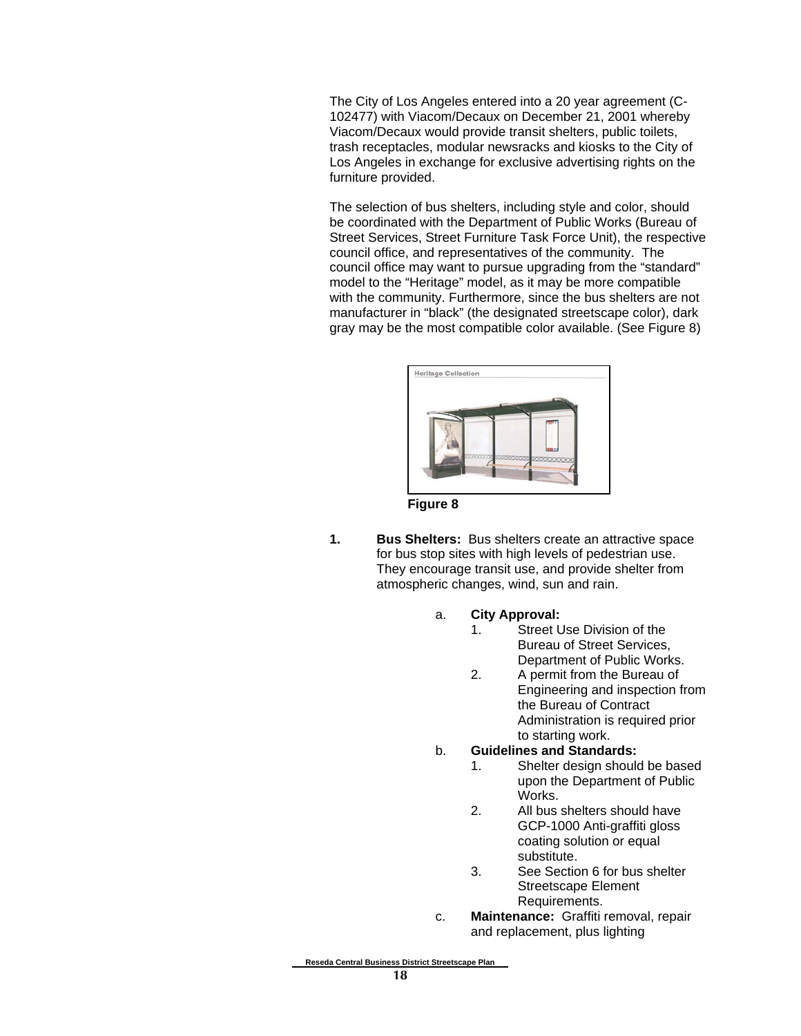The City of Los Angeles entered into a 20 year agreement (C-102477) with Viacom/Decaux on December 21, 2001 whereby Viacom/Decaux would provide transit shelters, public toilets, trash receptacles, modular newsracks and kiosks to the City of Los Angeles in exchange for exclusive advertising rights on the furniture provided.

The selection of bus shelters, including style and color, should be coordinated with the Department of Public Works (Bureau of Street Services, Street Furniture Task Force Unit), the respective council office, and representatives of the community. The council office may want to pursue upgrading from the "standard" model to the "Heritage" model, as it may be more compatible with the community. Furthermore, since the bus shelters are not manufacturer in "black" (the designated streetscape color), dark gray may be the most compatible color available. (See Figure 8)

**Figure 8**

**1. Bus Shelters:** Bus shelters create an attractive space for bus stop sites with high levels of pedestrian use. They encourage transit use, and provide shelter from atmospheric changes, wind, sun and rain.

a. **City Approval:**
   1. Street Use Division of the Bureau of Street Services, Department of Public Works.
   2. A permit from the Bureau of Engineering and inspection from the Bureau of Contract Administration is required prior to starting work.

b. **Guidelines and Standards:**
   1. Shelter design should be based upon the Department of Public Works.
   2. All bus shelters should have GCP-1000 Anti-graffiti gloss coating solution or equal substitute.
   3. See Section 6 for bus shelter Streetscape Element Requirements.

c. **Maintenance:** Graffiti removal, repair and replacement, plus lighting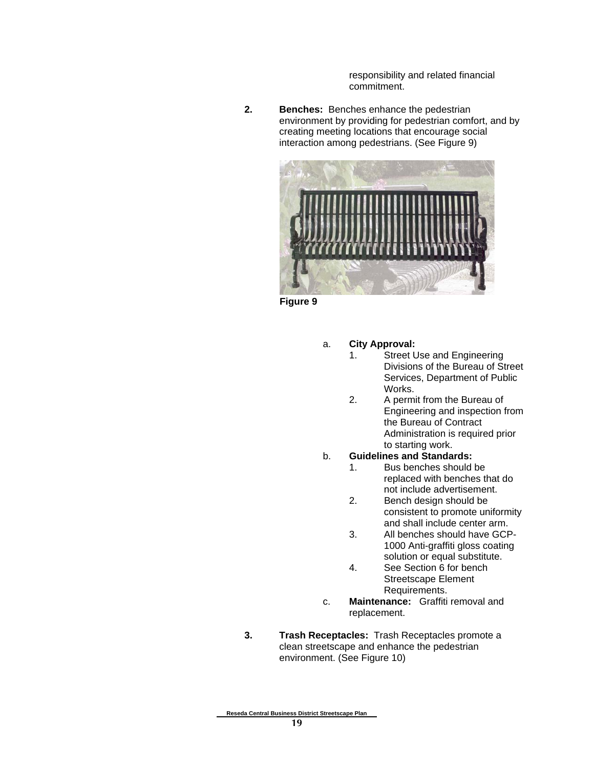responsibility and related financial commitment.

**2.** **Benches:** Benches enhance the pedestrian environment by providing for pedestrian comfort, and by creating meeting locations that encourage social interaction among pedestrians. (See Figure 9)

**Figure 9**

a. **City Approval:**
   1. Street Use and Engineering Divisions of the Bureau of Street Services, Department of Public Works.
   2. A permit from the Bureau of Engineering and inspection from the Bureau of Contract Administration is required prior to starting work.

b. **Guidelines and Standards:**
   1. Bus benches should be replaced with benches that do not include advertisement.
   2. Bench design should be consistent to promote uniformity and shall include center arm.
   3. All benches should have GCP-1000 Anti-graffiti gloss coating solution or equal substitute.
   4. See Section 6 for bench Streetscape Element Requirements.

c. **Maintenance:** Graffiti removal and replacement.

**3.** **Trash Receptacles:** Trash Receptacles promote a clean streetscape and enhance the pedestrian environment. (See Figure 10)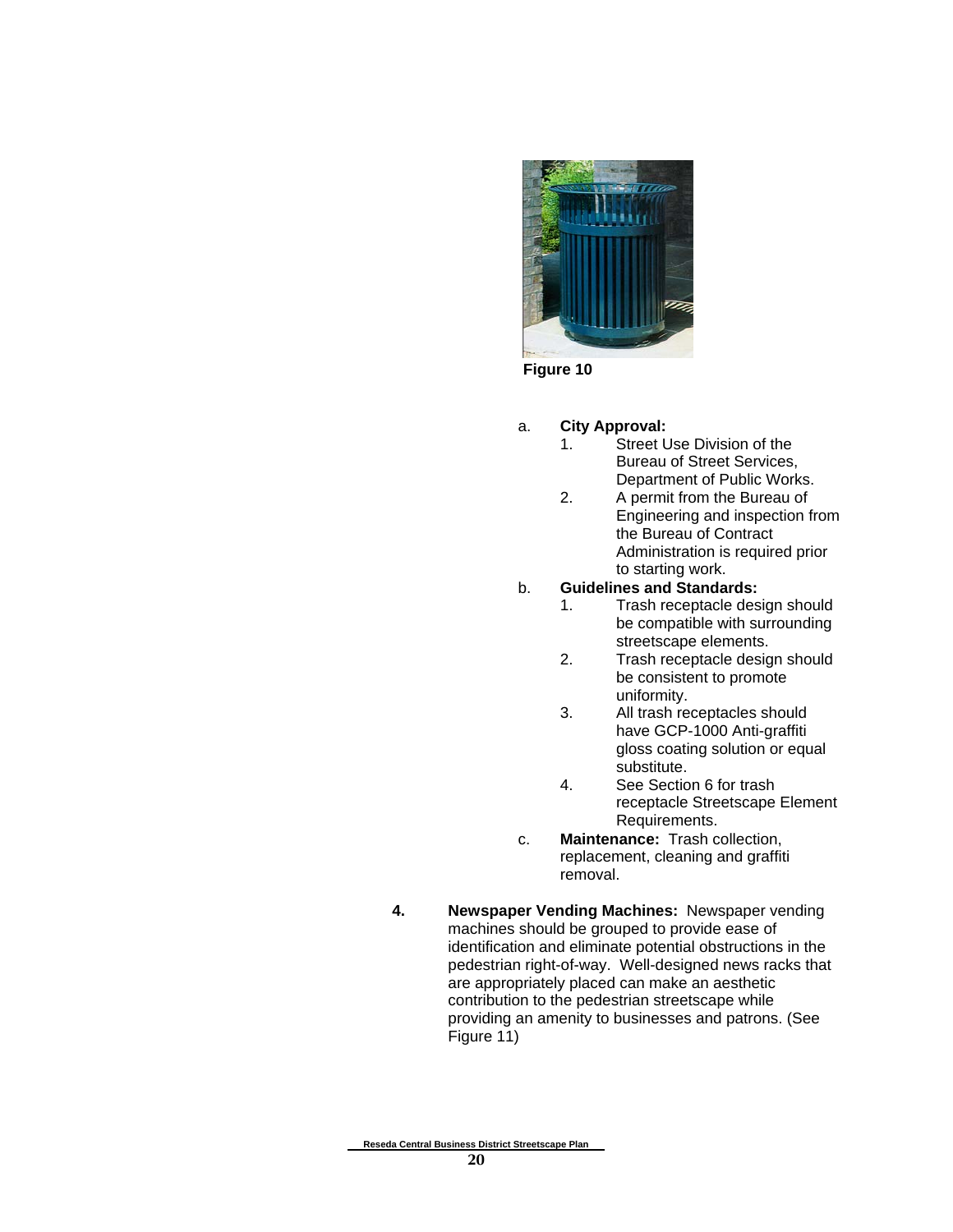Figure 10

a. **City Approval:**
   1. Street Use Division of the Bureau of Street Services, Department of Public Works.
   2. A permit from the Bureau of Engineering and inspection from the Bureau of Contract Administration is required prior to starting work.

b. **Guidelines and Standards:**
   1. Trash receptacle design should be compatible with surrounding streetscape elements.
   2. Trash receptacle design should be consistent to promote uniformity.
   3. All trash receptacles should have GCP-1000 Anti-graffiti gloss coating solution or equal substitute.
   4. See Section 6 for trash receptacle Streetscape Element Requirements.

c. **Maintenance:** Trash collection, replacement, cleaning and graffiti removal.

4. **Newspaper Vending Machines:** Newspaper vending machines should be grouped to provide ease of identification and eliminate potential obstructions in the pedestrian right-of-way. Well-designed news racks that are appropriately placed can make an aesthetic contribution to the pedestrian streetscape while providing an amenity to businesses and patrons. (See Figure 11)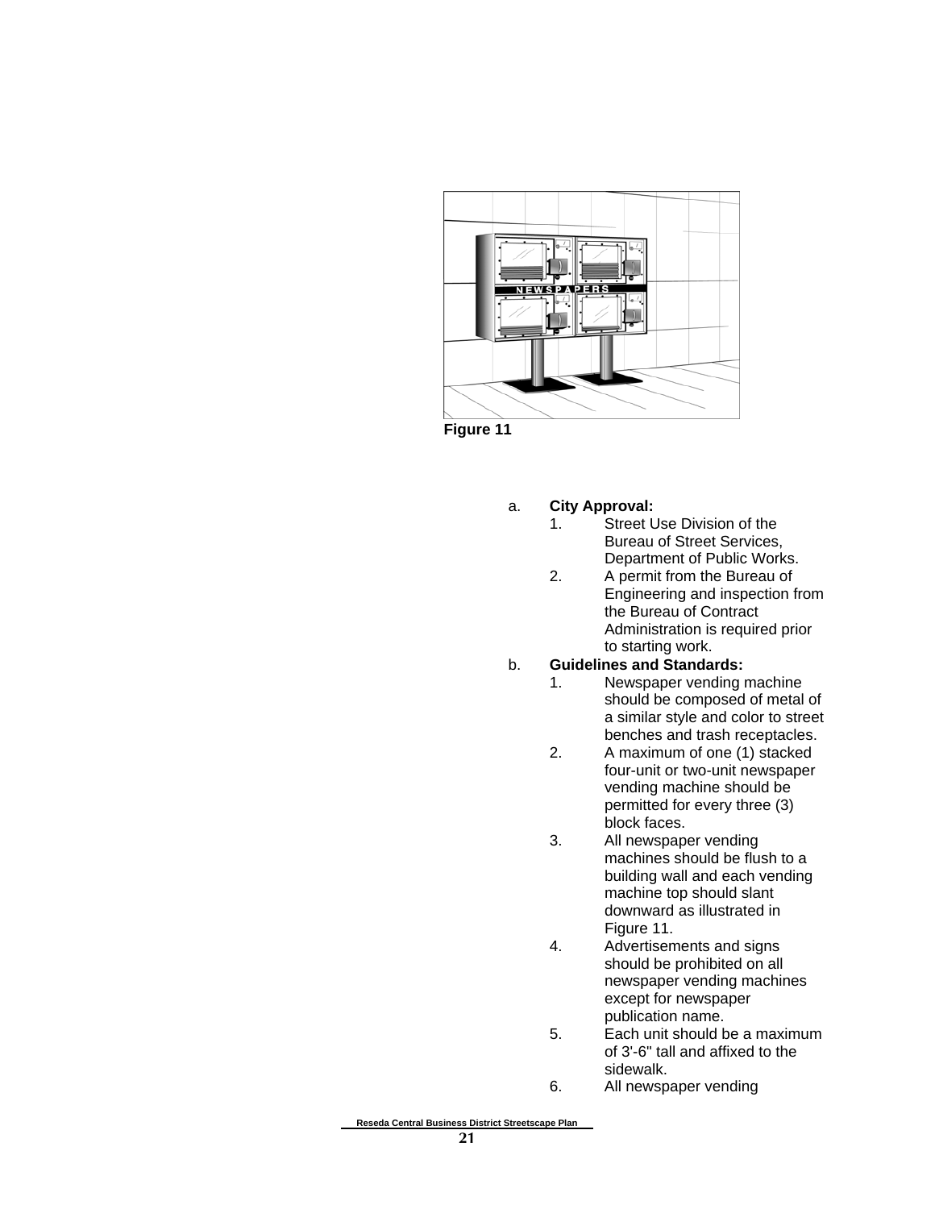Figure 11

a. **City Approval:**
   1. Street Use Division of the Bureau of Street Services, Department of Public Works.
   2. A permit from the Bureau of Engineering and inspection from the Bureau of Contract Administration is required prior to starting work.

b. **Guidelines and Standards:**
   1. Newspaper vending machine should be composed of metal of a similar style and color to street benches and trash receptacles.
   2. A maximum of one (1) stacked four-unit or two-unit newspaper vending machine should be permitted for every three (3) block faces.
   3. All newspaper vending machines should be flush to a building wall and each vending machine top should slant downward as illustrated in Figure 11.
   4. Advertisements and signs should be prohibited on all newspaper vending machines except for newspaper publication name.
   5. Each unit should be a maximum of 3'-6" tall and affixed to the sidewalk.
   6. All newspaper vending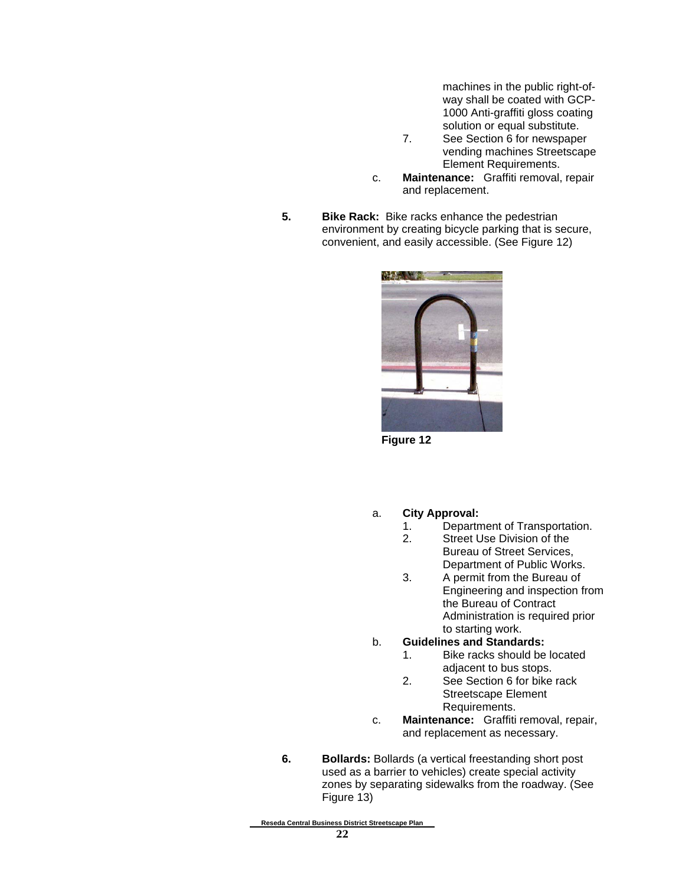machines in the public right-of-way shall be coated with GCP-1000 Anti-graffiti gloss coating solution or equal substitute.

7. See Section 6 for newspaper vending machines Streetscape Element Requirements.

c. **Maintenance:** Graffiti removal, repair and replacement.

**5. Bike Rack:** Bike racks enhance the pedestrian environment by creating bicycle parking that is secure, convenient, and easily accessible. (See Figure 12)

**Figure 12**

a. **City Approval:**
   1. Department of Transportation.
   2. Street Use Division of the Bureau of Street Services, Department of Public Works.
   3. A permit from the Bureau of Engineering and inspection from the Bureau of Contract Administration is required prior to starting work.

b. **Guidelines and Standards:**
   1. Bike racks should be located adjacent to bus stops.
   2. See Section 6 for bike rack Streetscape Element Requirements.

c. **Maintenance:** Graffiti removal, repair, and replacement as necessary.

**6. Bollards:** Bollards (a vertical freestanding short post used as a barrier to vehicles) create special activity zones by separating sidewalks from the roadway. (See Figure 13)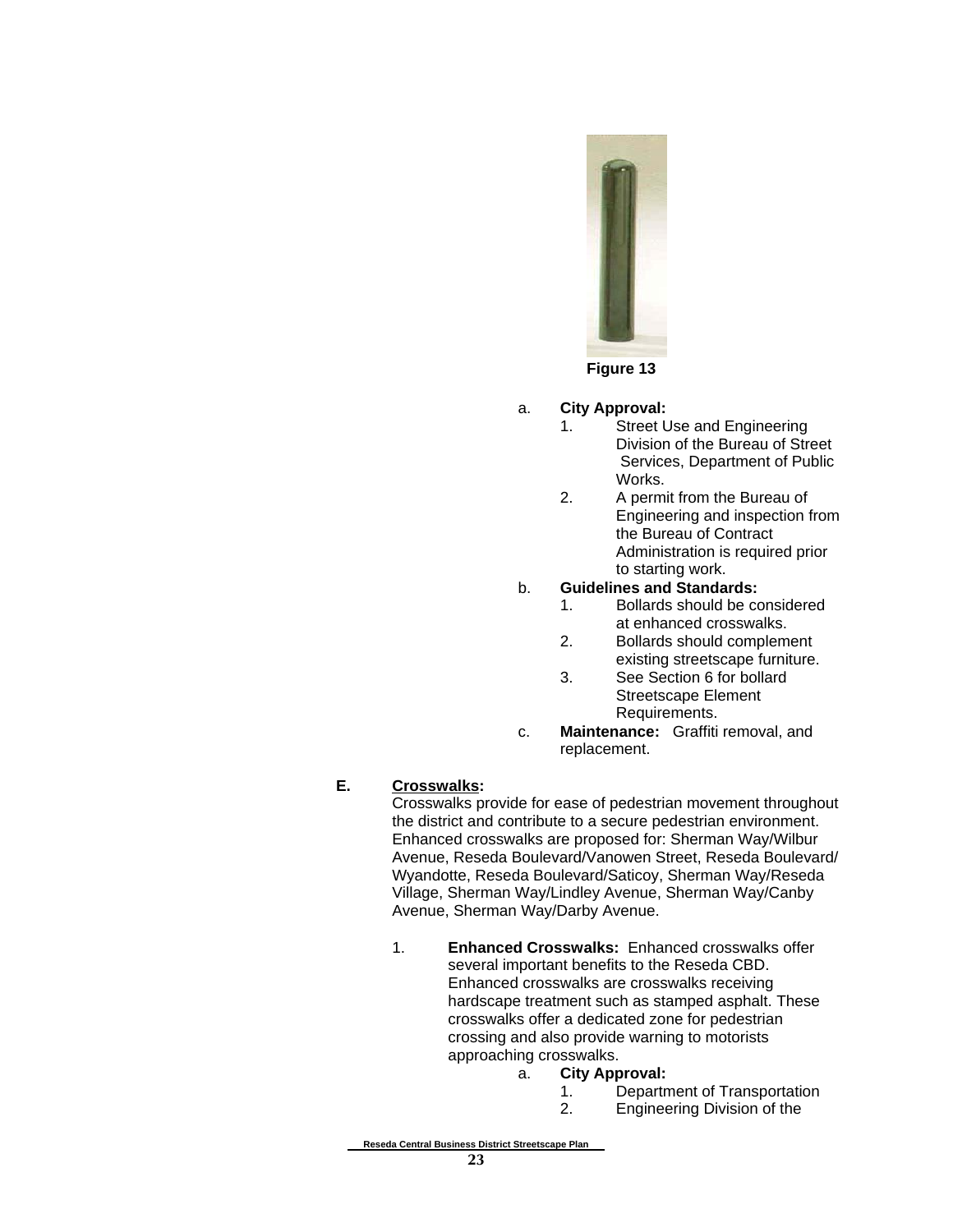Figure 13

a. **City Approval:**
   1. Street Use and Engineering Division of the Bureau of Street Services, Department of Public Works.
   2. A permit from the Bureau of Engineering and inspection from the Bureau of Contract Administration is required prior to starting work.

b. **Guidelines and Standards:**
   1. Bollards should be considered at enhanced crosswalks.
   2. Bollards should complement existing streetscape furniture.
   3. See Section 6 for bollard Streetscape Element Requirements.

c. **Maintenance:** Graffiti removal, and replacement.

**E. <u>Crosswalks</u>:**

Crosswalks provide for ease of pedestrian movement throughout the district and contribute to a secure pedestrian environment. Enhanced crosswalks are proposed for: Sherman Way/Wilbur Avenue, Reseda Boulevard/Vanowen Street, Reseda Boulevard/ Wyandotte, Reseda Boulevard/Saticoy, Sherman Way/Reseda Village, Sherman Way/Lindley Avenue, Sherman Way/Canby Avenue, Sherman Way/Darby Avenue.

1. **Enhanced Crosswalks:** Enhanced crosswalks offer several important benefits to the Reseda CBD. Enhanced crosswalks are crosswalks receiving hardscape treatment such as stamped asphalt. These crosswalks offer a dedicated zone for pedestrian crossing and also provide warning to motorists approaching crosswalks.

   a. **City Approval:**
      1. Department of Transportation
      2. Engineering Division of the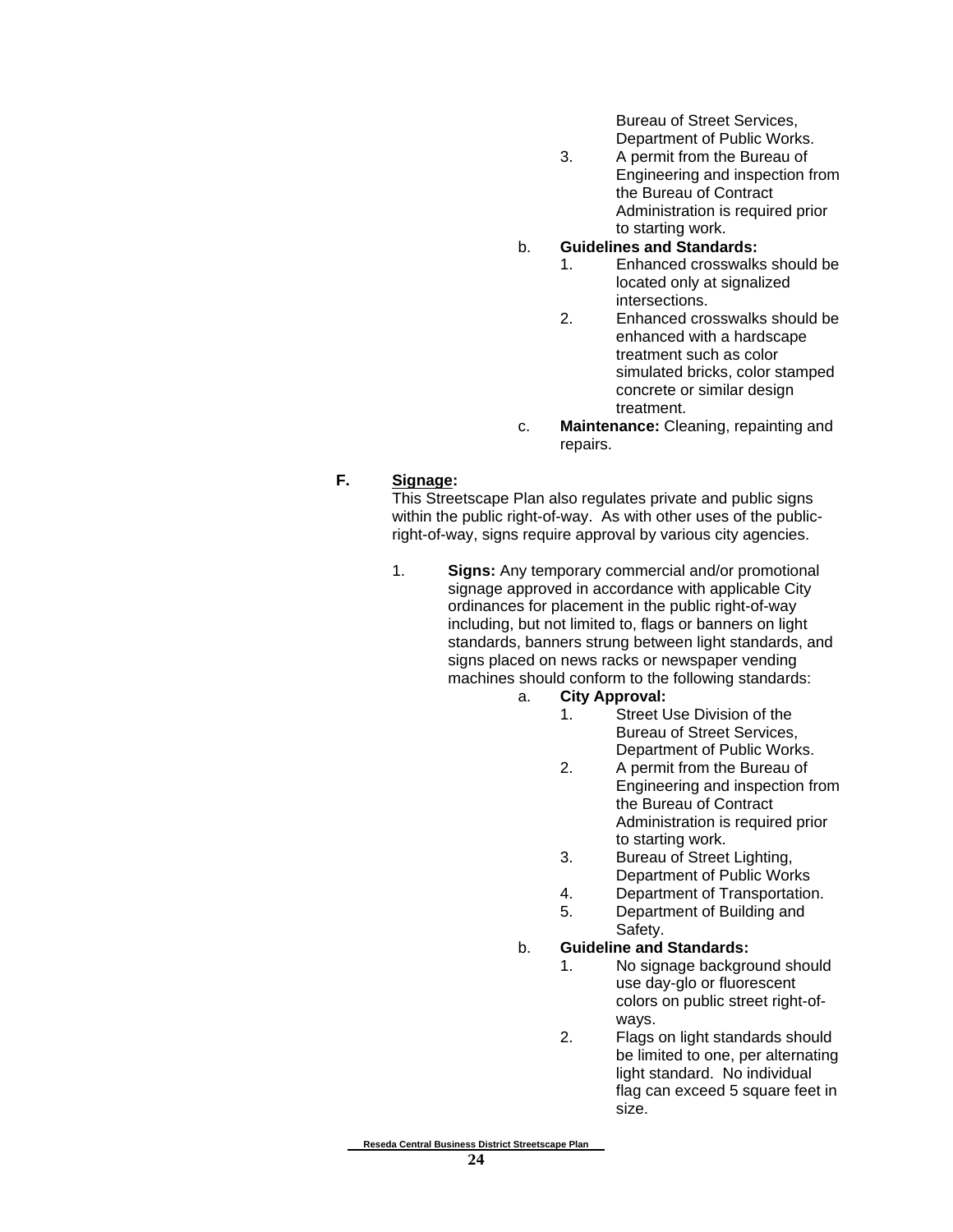Bureau of Street Services, Department of Public Works.

3. A permit from the Bureau of Engineering and inspection from the Bureau of Contract Administration is required prior to starting work.

b. **Guidelines and Standards:**

1. Enhanced crosswalks should be located only at signalized intersections.
2. Enhanced crosswalks should be enhanced with a hardscape treatment such as color simulated bricks, color stamped concrete or similar design treatment.

c. **Maintenance:** Cleaning, repainting and repairs.

**F. <u>Signage</u>:**

This Streetscape Plan also regulates private and public signs within the public right-of-way. As with other uses of the public-right-of-way, signs require approval by various city agencies.

1. **Signs:** Any temporary commercial and/or promotional signage approved in accordance with applicable City ordinances for placement in the public right-of-way including, but not limited to, flags or banners on light standards, banners strung between light standards, and signs placed on news racks or newspaper vending machines should conform to the following standards:

   a. **City Approval:**

      1. Street Use Division of the Bureau of Street Services, Department of Public Works.
      2. A permit from the Bureau of Engineering and inspection from the Bureau of Contract Administration is required prior to starting work.
      3. Bureau of Street Lighting, Department of Public Works
      4. Department of Transportation.
      5. Department of Building and Safety.

   b. **Guideline and Standards:**

      1. No signage background should use day-glo or fluorescent colors on public street right-of-ways.
      2. Flags on light standards should be limited to one, per alternating light standard. No individual flag can exceed 5 square feet in size.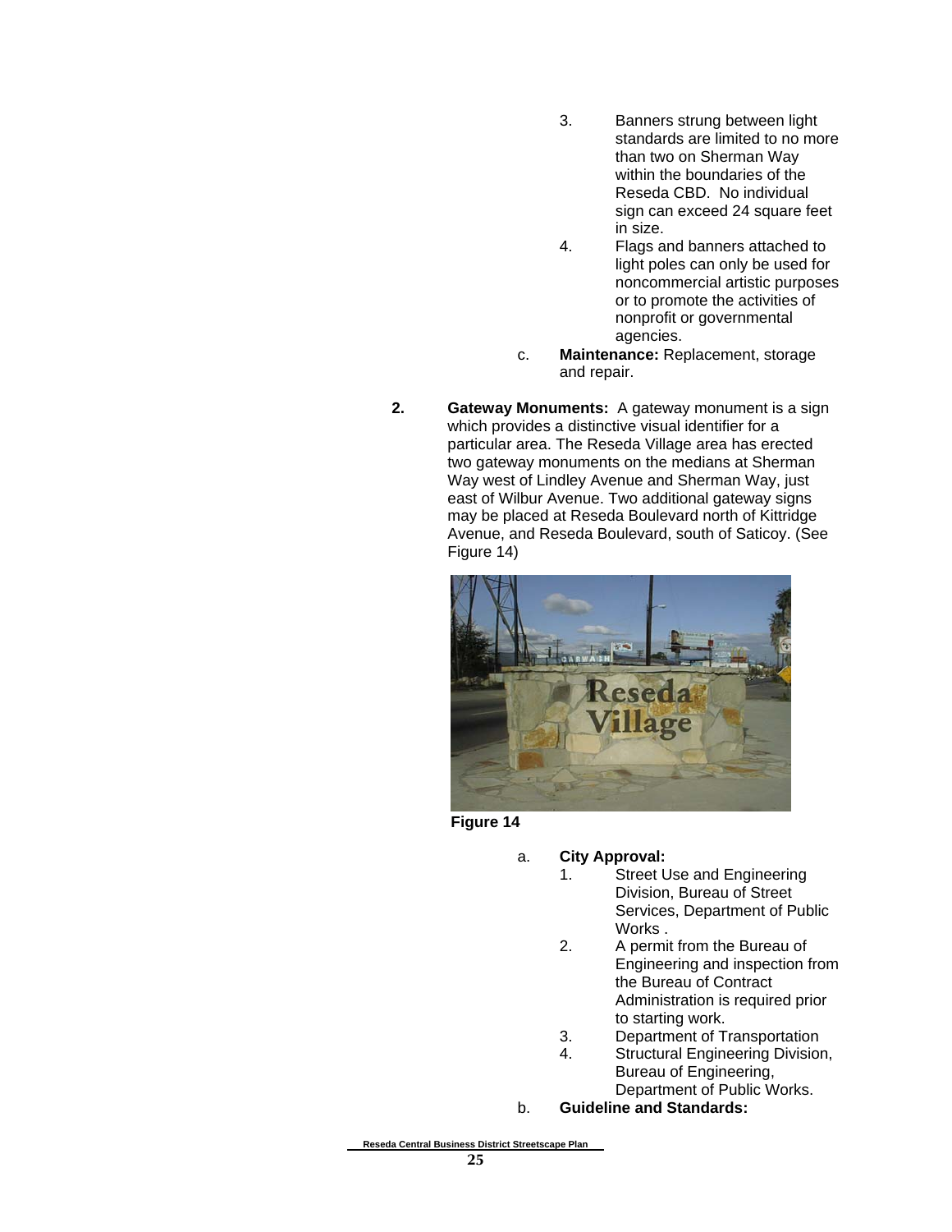3. Banners strung between light standards are limited to no more than two on Sherman Way within the boundaries of the Reseda CBD. No individual sign can exceed 24 square feet in size.
4. Flags and banners attached to light poles can only be used for noncommercial artistic purposes or to promote the activities of nonprofit or governmental agencies.

c. **Maintenance:** Replacement, storage and repair.

**2. Gateway Monuments:** A gateway monument is a sign which provides a distinctive visual identifier for a particular area. The Reseda Village area has erected two gateway monuments on the medians at Sherman Way west of Lindley Avenue and Sherman Way, just east of Wilbur Avenue. Two additional gateway signs may be placed at Reseda Boulevard north of Kittridge Avenue, and Reseda Boulevard, south of Saticoy. (See Figure 14)

**Figure 14**

a. **City Approval:**
1. Street Use and Engineering Division, Bureau of Street Services, Department of Public Works .
2. A permit from the Bureau of Engineering and inspection from the Bureau of Contract Administration is required prior to starting work.
3. Department of Transportation
4. Structural Engineering Division, Bureau of Engineering, Department of Public Works.

b. **Guideline and Standards:**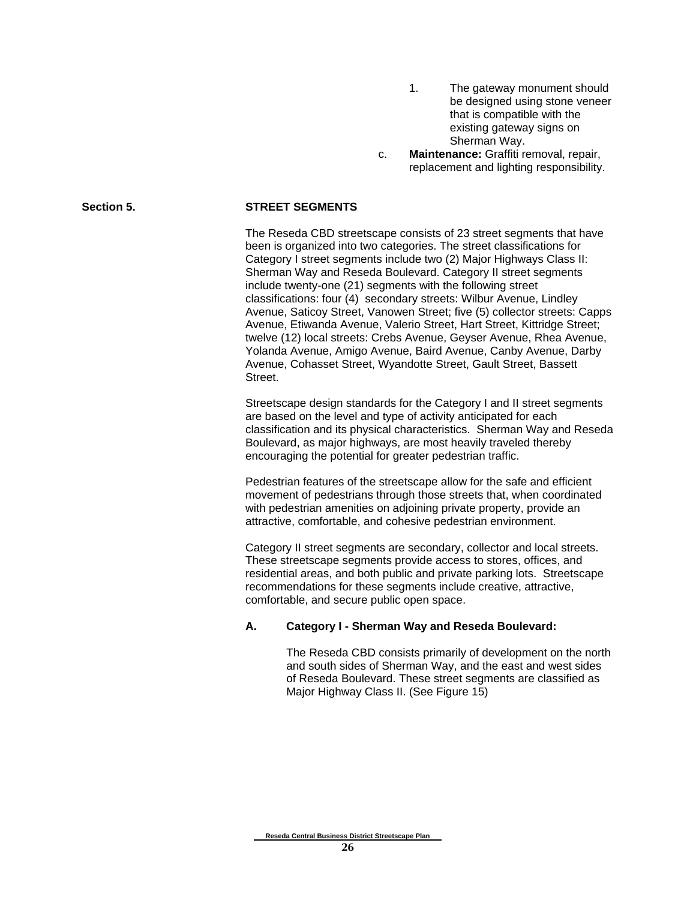1. The gateway monument should be designed using stone veneer that is compatible with the existing gateway signs on Sherman Way.

c. **Maintenance:** Graffiti removal, repair, replacement and lighting responsibility.

## Section 5. STREET SEGMENTS

The Reseda CBD streetscape consists of 23 street segments that have been is organized into two categories. The street classifications for Category I street segments include two (2) Major Highways Class II: Sherman Way and Reseda Boulevard. Category II street segments include twenty-one (21) segments with the following street classifications: four (4) secondary streets: Wilbur Avenue, Lindley Avenue, Saticoy Street, Vanowen Street; five (5) collector streets: Capps Avenue, Etiwanda Avenue, Valerio Street, Hart Street, Kittridge Street; twelve (12) local streets: Crebs Avenue, Geyser Avenue, Rhea Avenue, Yolanda Avenue, Amigo Avenue, Baird Avenue, Canby Avenue, Darby Avenue, Cohasset Street, Wyandotte Street, Gault Street, Bassett Street.

Streetscape design standards for the Category I and II street segments are based on the level and type of activity anticipated for each classification and its physical characteristics. Sherman Way and Reseda Boulevard, as major highways, are most heavily traveled thereby encouraging the potential for greater pedestrian traffic.

Pedestrian features of the streetscape allow for the safe and efficient movement of pedestrians through those streets that, when coordinated with pedestrian amenities on adjoining private property, provide an attractive, comfortable, and cohesive pedestrian environment.

Category II street segments are secondary, collector and local streets. These streetscape segments provide access to stores, offices, and residential areas, and both public and private parking lots. Streetscape recommendations for these segments include creative, attractive, comfortable, and secure public open space.

### A. Category I - Sherman Way and Reseda Boulevard:

The Reseda CBD consists primarily of development on the north and south sides of Sherman Way, and the east and west sides of Reseda Boulevard. These street segments are classified as Major Highway Class II. (See Figure 15)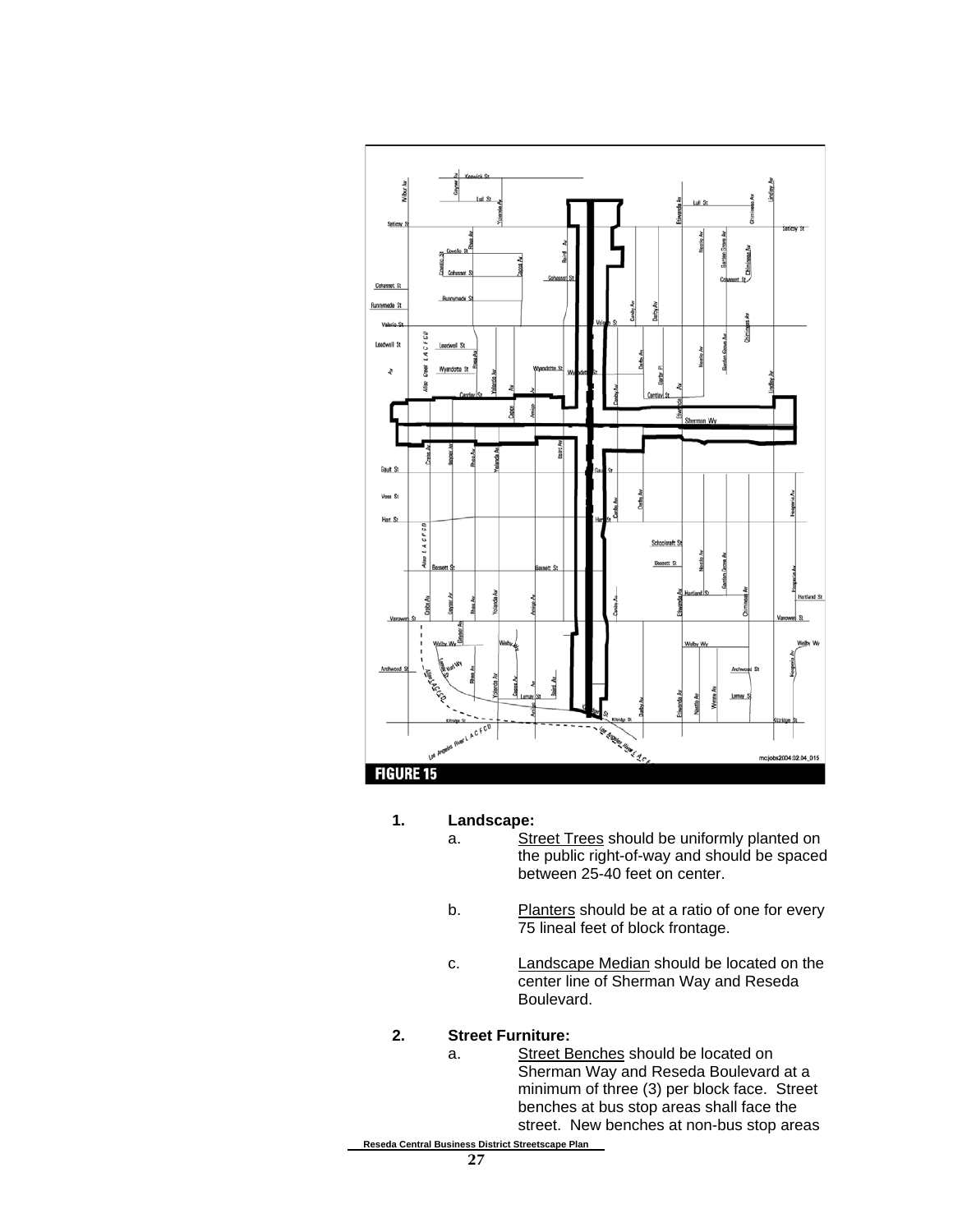FIGURE 15

1. **Landscape:**
   a. Street Trees should be uniformly planted on the public right-of-way and should be spaced between 25-40 feet on center.

   b. Planters should be at a ratio of one for every 75 lineal feet of block frontage.

   c. Landscape Median should be located on the center line of Sherman Way and Reseda Boulevard.

2. **Street Furniture:**
   a. Street Benches should be located on Sherman Way and Reseda Boulevard at a minimum of three (3) per block face. Street benches at bus stop areas shall face the street. New benches at non-bus stop areas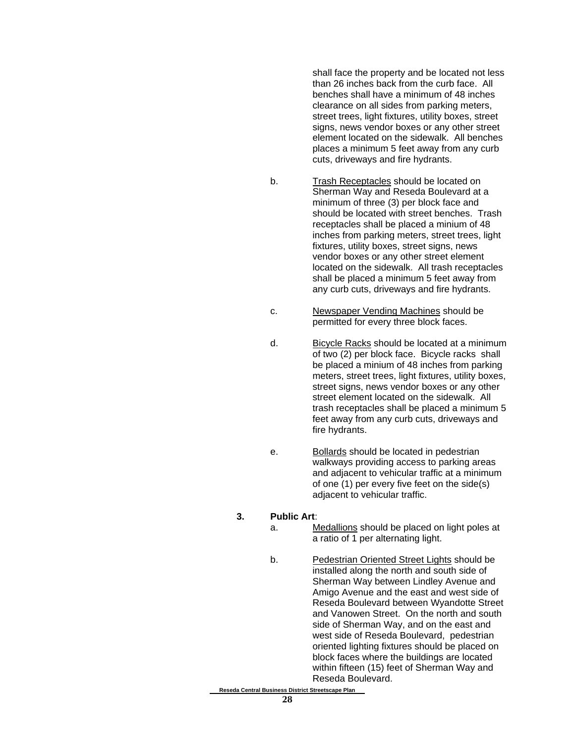shall face the property and be located not less than 26 inches back from the curb face. All benches shall have a minimum of 48 inches clearance on all sides from parking meters, street trees, light fixtures, utility boxes, street signs, news vendor boxes or any other street element located on the sidewalk. All benches places a minimum 5 feet away from any curb cuts, driveways and fire hydrants.

b. Trash Receptacles should be located on Sherman Way and Reseda Boulevard at a minimum of three (3) per block face and should be located with street benches. Trash receptacles shall be placed a minium of 48 inches from parking meters, street trees, light fixtures, utility boxes, street signs, news vendor boxes or any other street element located on the sidewalk. All trash receptacles shall be placed a minimum 5 feet away from any curb cuts, driveways and fire hydrants.

c. Newspaper Vending Machines should be permitted for every three block faces.

d. Bicycle Racks should be located at a minimum of two (2) per block face. Bicycle racks shall be placed a minium of 48 inches from parking meters, street trees, light fixtures, utility boxes, street signs, news vendor boxes or any other street element located on the sidewalk. All trash receptacles shall be placed a minimum 5 feet away from any curb cuts, driveways and fire hydrants.

e. Bollards should be located in pedestrian walkways providing access to parking areas and adjacent to vehicular traffic at a minimum of one (1) per every five feet on the side(s) adjacent to vehicular traffic.

**3. Public Art**:

a. Medallions should be placed on light poles at a ratio of 1 per alternating light.

b. Pedestrian Oriented Street Lights should be installed along the north and south side of Sherman Way between Lindley Avenue and Amigo Avenue and the east and west side of Reseda Boulevard between Wyandotte Street and Vanowen Street. On the north and south side of Sherman Way, and on the east and west side of Reseda Boulevard, pedestrian oriented lighting fixtures should be placed on block faces where the buildings are located within fifteen (15) feet of Sherman Way and Reseda Boulevard.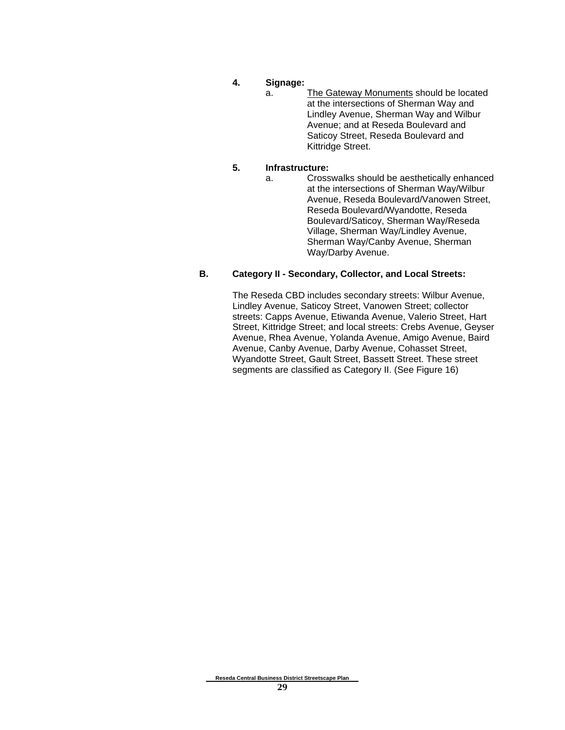4. **Signage:**

   a. <u>The Gateway Monuments</u> should be located at the intersections of Sherman Way and Lindley Avenue, Sherman Way and Wilbur Avenue; and at Reseda Boulevard and Saticoy Street, Reseda Boulevard and Kittridge Street.

5. **Infrastructure:**

   a. Crosswalks should be aesthetically enhanced at the intersections of Sherman Way/Wilbur Avenue, Reseda Boulevard/Vanowen Street, Reseda Boulevard/Wyandotte, Reseda Boulevard/Saticoy, Sherman Way/Reseda Village, Sherman Way/Lindley Avenue, Sherman Way/Canby Avenue, Sherman Way/Darby Avenue.

### B. Category II - Secondary, Collector, and Local Streets:

The Reseda CBD includes secondary streets: Wilbur Avenue, Lindley Avenue, Saticoy Street, Vanowen Street; collector streets: Capps Avenue, Etiwanda Avenue, Valerio Street, Hart Street, Kittridge Street; and local streets: Crebs Avenue, Geyser Avenue, Rhea Avenue, Yolanda Avenue, Amigo Avenue, Baird Avenue, Canby Avenue, Darby Avenue, Cohasset Street, Wyandotte Street, Gault Street, Bassett Street. These street segments are classified as Category II. (See Figure 16)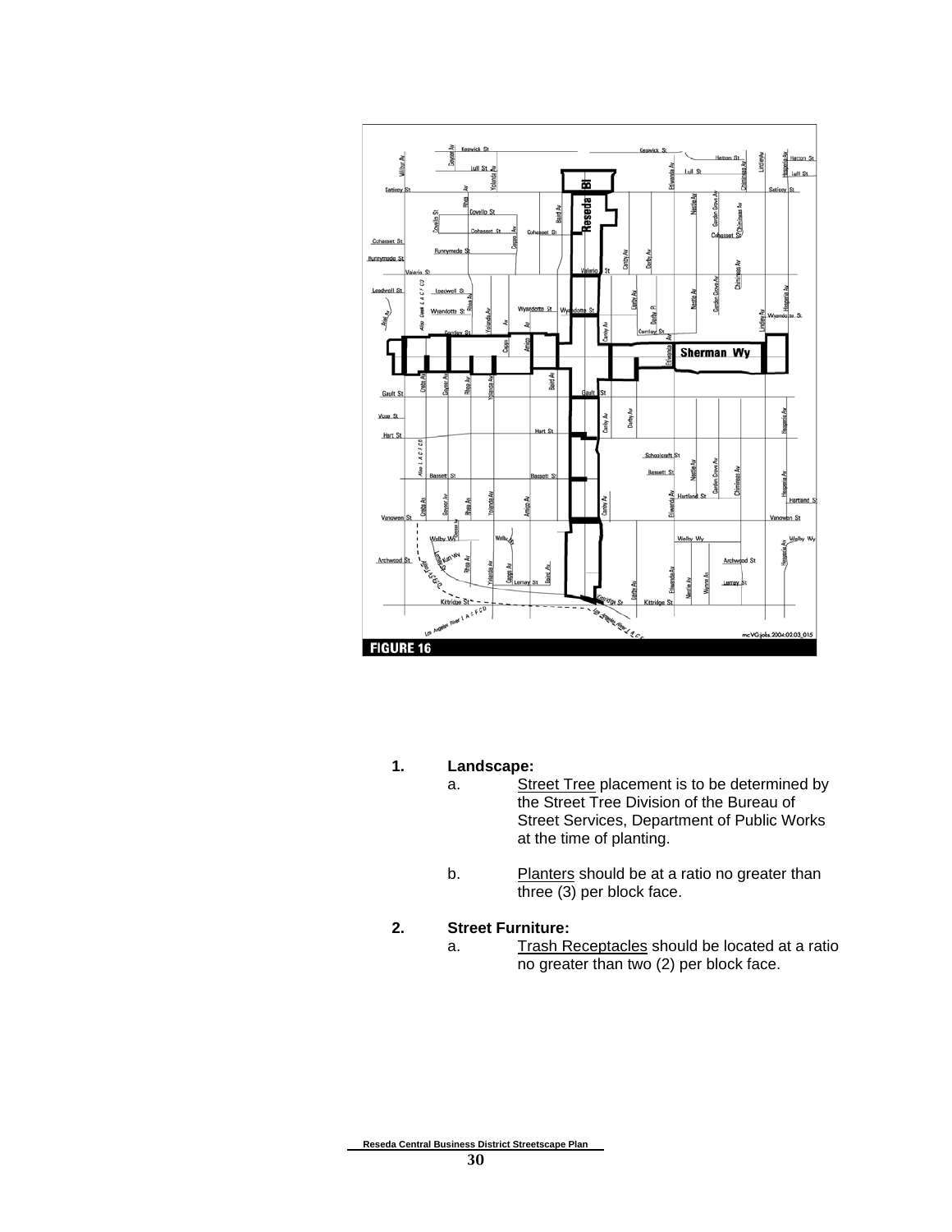FIGURE 16

1. **Landscape:**
   a. Street Tree placement is to be determined by the Street Tree Division of the Bureau of Street Services, Department of Public Works at the time of planting.

   b. Planters should be at a ratio no greater than three (3) per block face.

2. **Street Furniture:**
   a. Trash Receptacles should be located at a ratio no greater than two (2) per block face.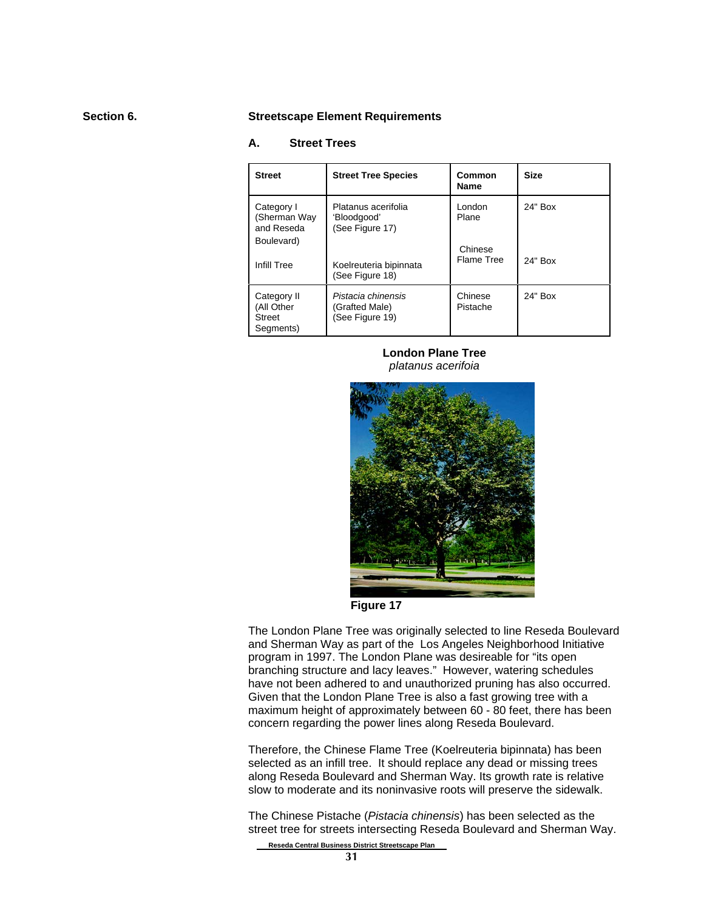## Section 6. Streetscape Element Requirements

### A. Street Trees

| Street | Street Tree Species | Common Name | Size |
|---|---|---|---|
| Category I (Sherman Way and Reseda Boulevard) | Platanus acerifolia 'Bloodgood' (See Figure 17) | London Plane | 24" Box |
| Infill Tree | Koelreuteria bipinnata (See Figure 18) | Chinese Flame Tree | 24" Box |
| Category II (All Other Street Segments) | *Pistacia chinensis* (Grafted Male) (See Figure 19) | Chinese Pistache | 24" Box |

**London Plane Tree**
*platanus acerifoia*

**Figure 17**

The London Plane Tree was originally selected to line Reseda Boulevard and Sherman Way as part of the Los Angeles Neighborhood Initiative program in 1997. The London Plane was desireable for "its open branching structure and lacy leaves." However, watering schedules have not been adhered to and unauthorized pruning has also occurred. Given that the London Plane Tree is also a fast growing tree with a maximum height of approximately between 60 - 80 feet, there has been concern regarding the power lines along Reseda Boulevard.

Therefore, the Chinese Flame Tree (Koelreuteria bipinnata) has been selected as an infill tree. It should replace any dead or missing trees along Reseda Boulevard and Sherman Way. Its growth rate is relative slow to moderate and its noninvasive roots will preserve the sidewalk.

The Chinese Pistache (*Pistacia chinensis*) has been selected as the street tree for streets intersecting Reseda Boulevard and Sherman Way.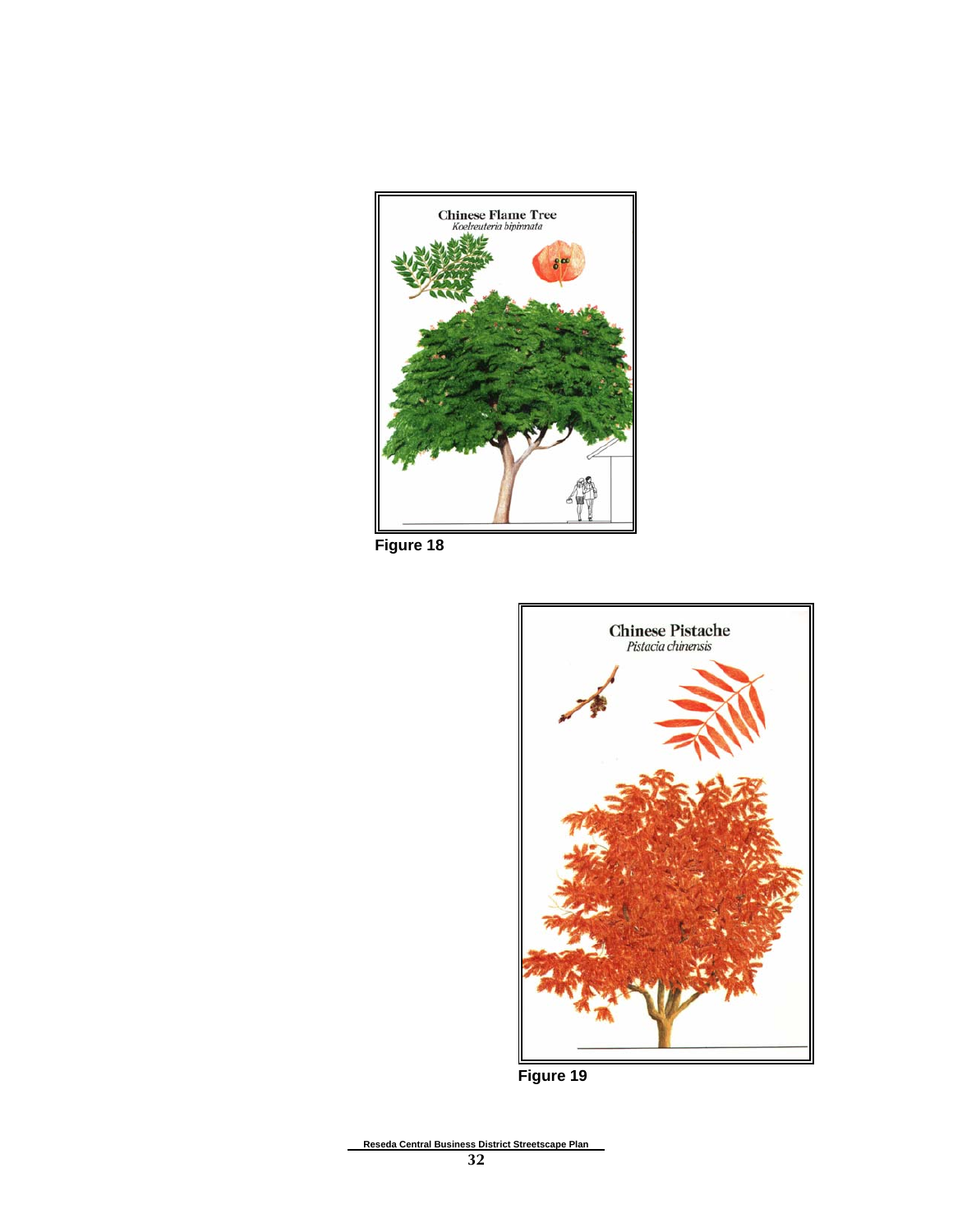Chinese Flame Tree
*Koelreuteria bipinnata*

**Figure 18**

Chinese Pistache
*Pistacia chinensis*

**Figure 19**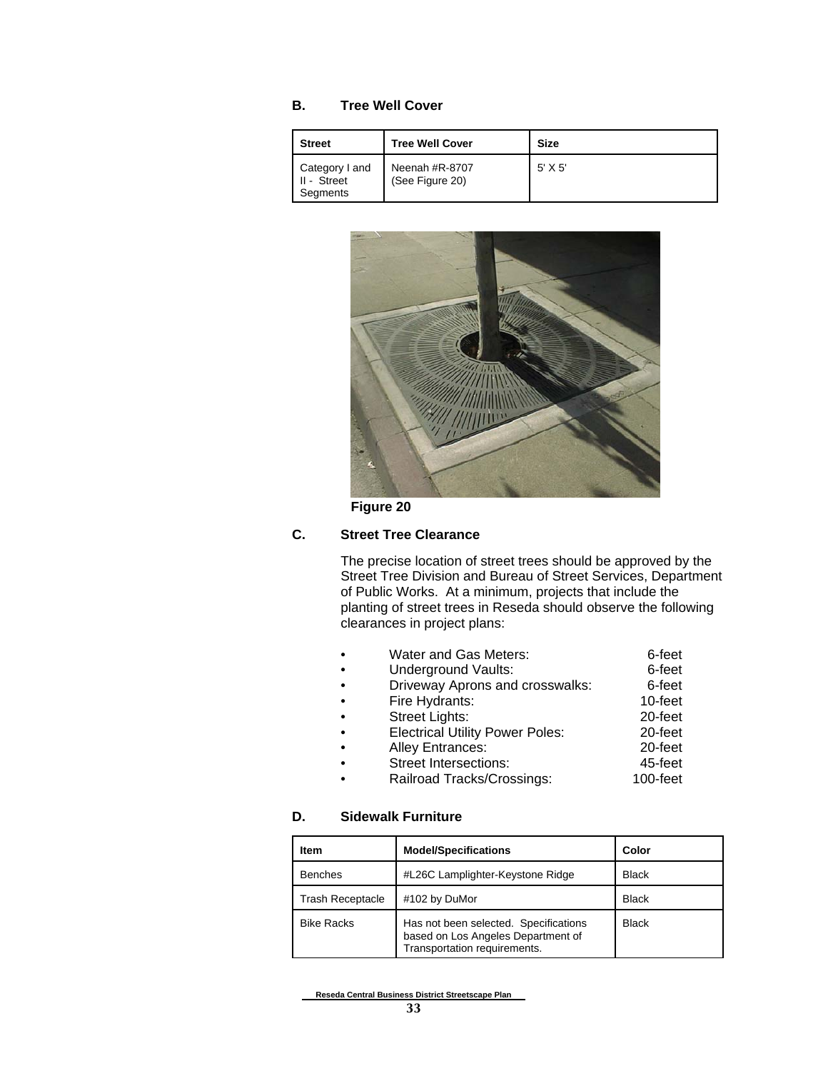### B. Tree Well Cover

| Street | Tree Well Cover | Size |
|---|---|---|
| Category I and II - Street Segments | Neenah #R-8707 (See Figure 20) | 5' X 5' |

Figure 20

### C. Street Tree Clearance

The precise location of street trees should be approved by the Street Tree Division and Bureau of Street Services, Department of Public Works. At a minimum, projects that include the planting of street trees in Reseda should observe the following clearances in project plans:

- Water and Gas Meters: 6-feet
- Underground Vaults: 6-feet
- Driveway Aprons and crosswalks: 6-feet
- Fire Hydrants: 10-feet
- Street Lights: 20-feet
- Electrical Utility Power Poles: 20-feet
- Alley Entrances: 20-feet
- Street Intersections: 45-feet
- Railroad Tracks/Crossings: 100-feet

### D. Sidewalk Furniture

| Item | Model/Specifications | Color |
|---|---|---|
| Benches | #L26C Lamplighter-Keystone Ridge | Black |
| Trash Receptacle | #102 by DuMor | Black |
| Bike Racks | Has not been selected. Specifications based on Los Angeles Department of Transportation requirements. | Black |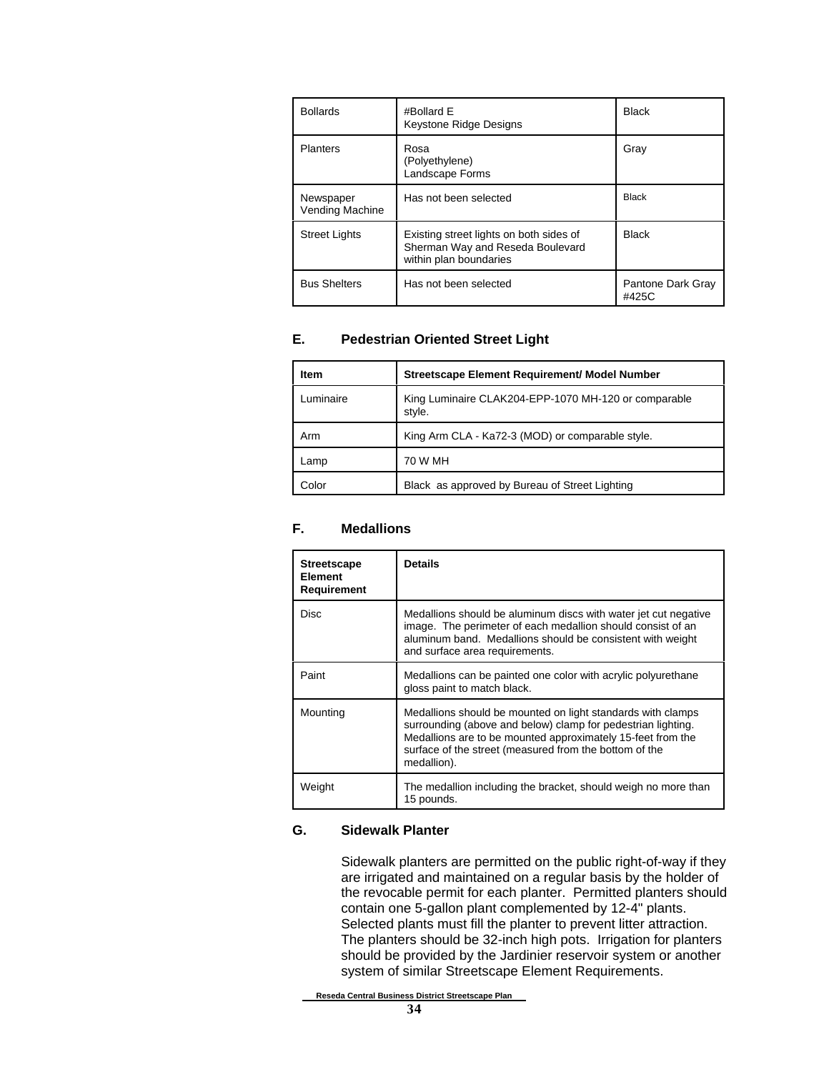| Bollards | #Bollard E<br>Keystone Ridge Designs | Black |
|---|---|---|
| Planters | Rosa<br>(Polyethylene)<br>Landscape Forms | Gray |
| Newspaper Vending Machine | Has not been selected | Black |
| Street Lights | Existing street lights on both sides of Sherman Way and Reseda Boulevard within plan boundaries | Black |
| Bus Shelters | Has not been selected | Pantone Dark Gray #425C |

### E. Pedestrian Oriented Street Light

| Item | Streetscape Element Requirement/ Model Number |
|---|---|
| Luminaire | King Luminaire CLAK204-EPP-1070 MH-120 or comparable style. |
| Arm | King Arm CLA - Ka72-3 (MOD) or comparable style. |
| Lamp | 70 W MH |
| Color | Black as approved by Bureau of Street Lighting |

### F. Medallions

| Streetscape Element Requirement | Details |
|---|---|
| Disc | Medallions should be aluminum discs with water jet cut negative image. The perimeter of each medallion should consist of an aluminum band. Medallions should be consistent with weight and surface area requirements. |
| Paint | Medallions can be painted one color with acrylic polyurethane gloss paint to match black. |
| Mounting | Medallions should be mounted on light standards with clamps surrounding (above and below) clamp for pedestrian lighting. Medallions are to be mounted approximately 15-feet from the surface of the street (measured from the bottom of the medallion). |
| Weight | The medallion including the bracket, should weigh no more than 15 pounds. |

### G. Sidewalk Planter

Sidewalk planters are permitted on the public right-of-way if they are irrigated and maintained on a regular basis by the holder of the revocable permit for each planter. Permitted planters should contain one 5-gallon plant complemented by 12-4" plants. Selected plants must fill the planter to prevent litter attraction. The planters should be 32-inch high pots. Irrigation for planters should be provided by the Jardinier reservoir system or another system of similar Streetscape Element Requirements.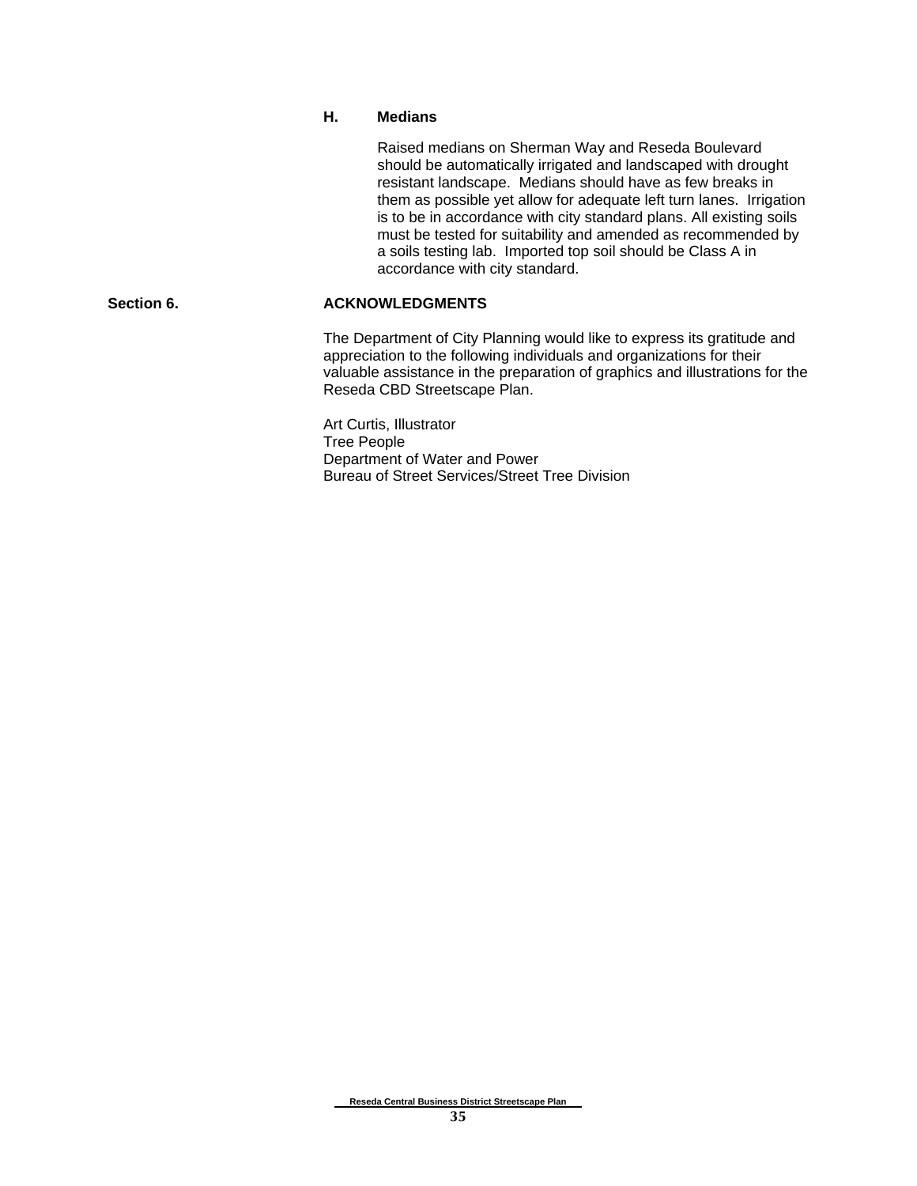### H. Medians

Raised medians on Sherman Way and Reseda Boulevard should be automatically irrigated and landscaped with drought resistant landscape. Medians should have as few breaks in them as possible yet allow for adequate left turn lanes. Irrigation is to be in accordance with city standard plans. All existing soils must be tested for suitability and amended as recommended by a soils testing lab. Imported top soil should be Class A in accordance with city standard.

## Section 6. ACKNOWLEDGMENTS

The Department of City Planning would like to express its gratitude and appreciation to the following individuals and organizations for their valuable assistance in the preparation of graphics and illustrations for the Reseda CBD Streetscape Plan.

Art Curtis, Illustrator
Tree People
Department of Water and Power
Bureau of Street Services/Street Tree Division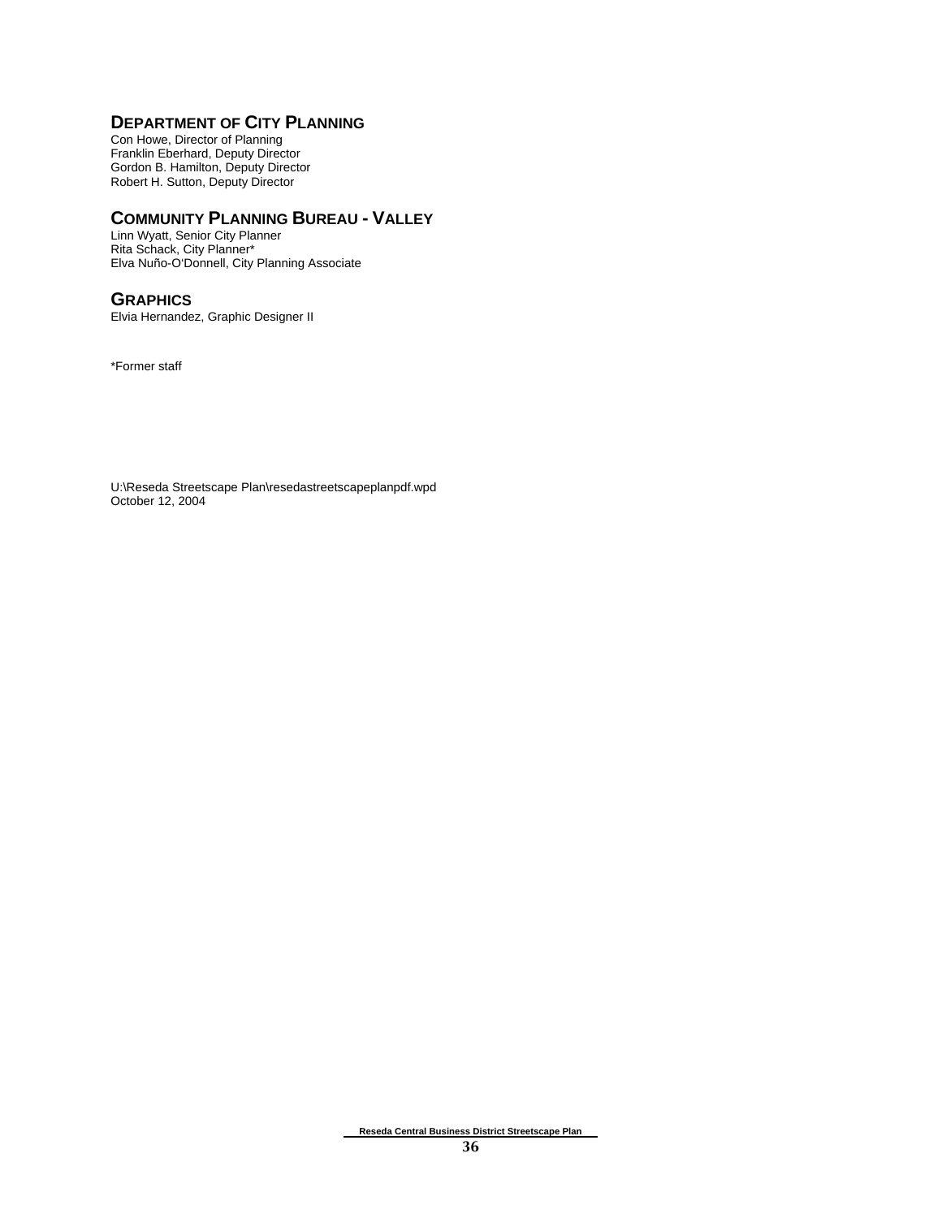## DEPARTMENT OF CITY PLANNING

Con Howe, Director of Planning
Franklin Eberhard, Deputy Director
Gordon B. Hamilton, Deputy Director
Robert H. Sutton, Deputy Director

## COMMUNITY PLANNING BUREAU - VALLEY

Linn Wyatt, Senior City Planner
Rita Schack, City Planner*
Elva Nuño-O'Donnell, City Planning Associate

## GRAPHICS

Elvia Hernandez, Graphic Designer II

*Former staff

U:\Reseda Streetscape Plan\resedastreetscapeplanpdf.wpd
October 12, 2004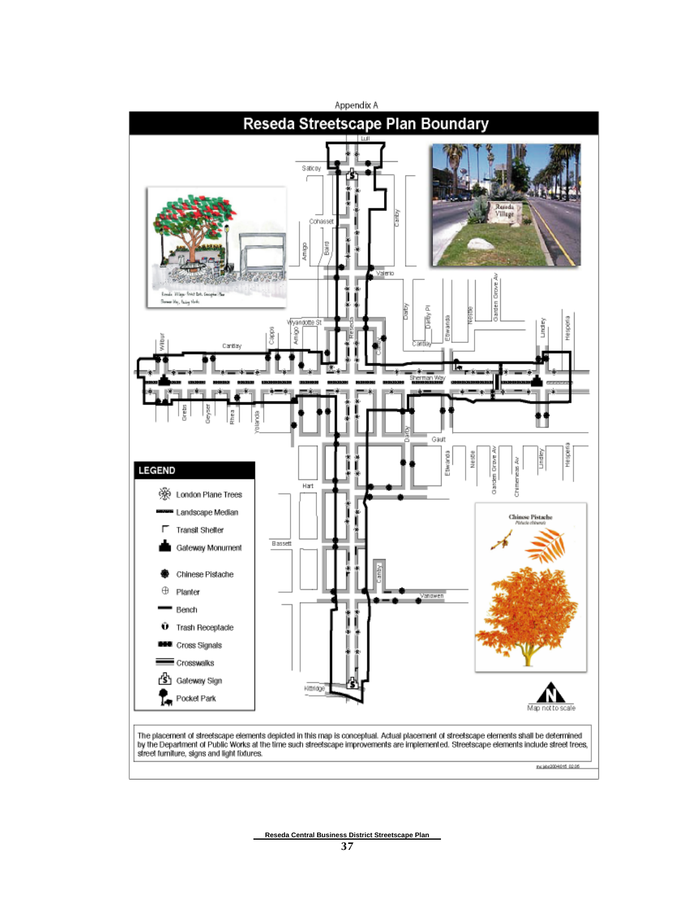Appendix A

# Reseda Streetscape Plan Boundary

Lull

Saticoy

Cohasset

Amigo

Baird

Canby

Valerio

Darby

Darby Pl

Etiwanda

Nestle

Garden Grove Av

Lindley

Hesperia

Wyandotte St

Capps

Amigo

Reseda

Canby

Cantlay

Wilbur

Cantlay

Sherman Way

Crebs

Geyser

Rhea

Yolanda

Darby

Gault

Etiwanda

Nestle

Garden Grove Av

Chimineas Av

Lindley

Hesperia

Hart

Bassett

Canby

Vanowen

Kittridge

Reseda Village Street Park Concept Plan Sherman Way, Reseda

Reseda Village

Chinese Pistache
*Pistacia chinensis*

## LEGEND

- London Plane Trees
- Landscape Median
- Transit Shelter
- Gateway Monument
- Chinese Pistache
- Planter
- Bench
- Trash Receptacle
- Cross Signals
- Crosswalks
- Gateway Sign
- Pocket Park

N

Map not to scale

The placement of streetscape elements depicted in this map is conceptual. Actual placement of streetscape elements shall be determined by the Department of Public Works at the time such streetscape improvements are implemented. Streetscape elements include street trees, street furniture, signs and light fixtures.

mc:jabc2004015 02.05